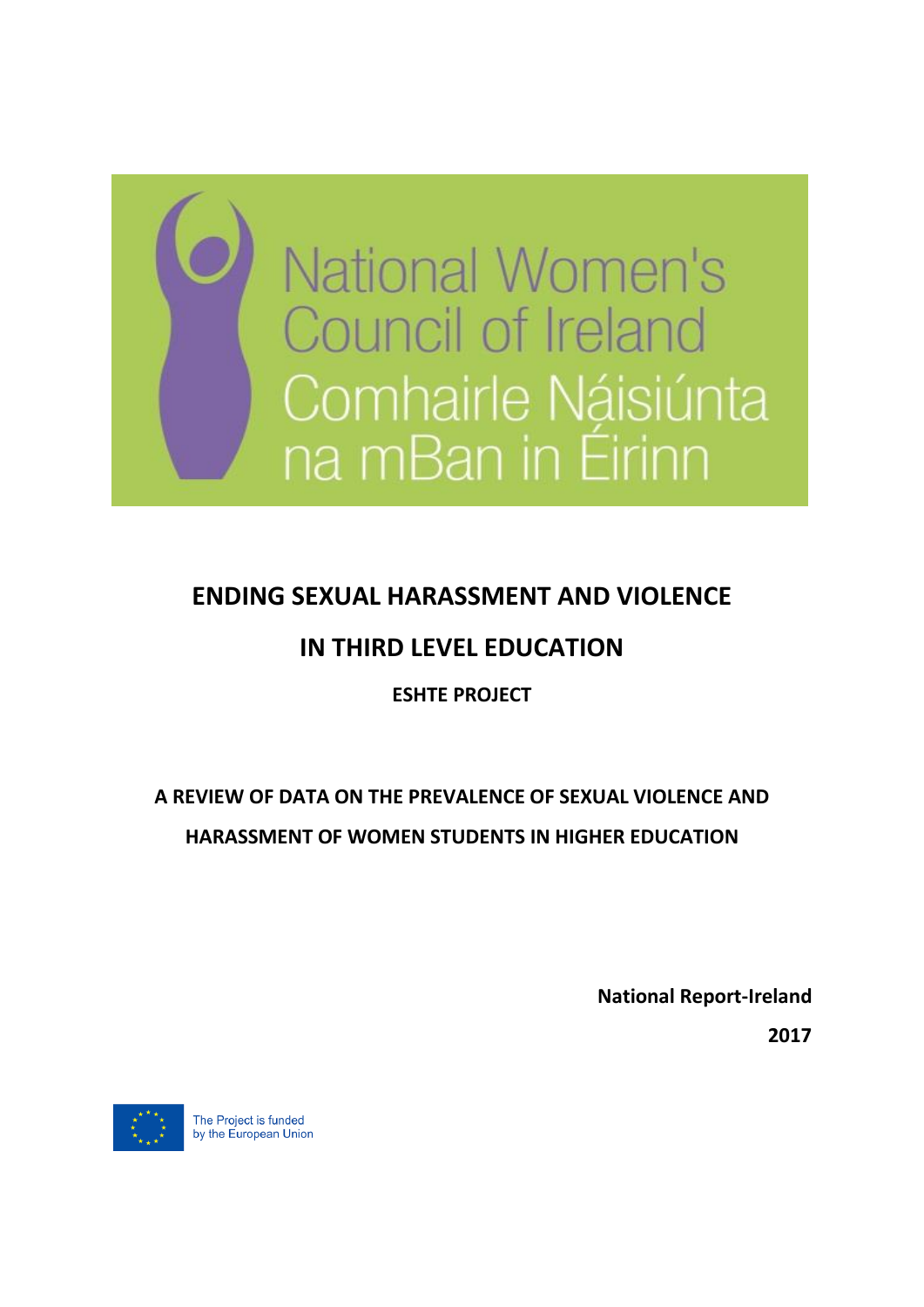National Women's Council of Ireland

Comhairle Náisiúnta na mBan in Éirinn

# ENDING SEXUAL HARASSMENT AND VIOLENCE IN THIRD LEVEL EDUCATION

## ESHTE PROJECT

## A REVIEW OF DATA ON THE PREVALENCE OF SEXUAL VIOLENCE AND HARASSMENT OF WOMEN STUDENTS IN HIGHER EDUCATION

**National Report-Ireland**

**2017**

The Project is funded by the European Union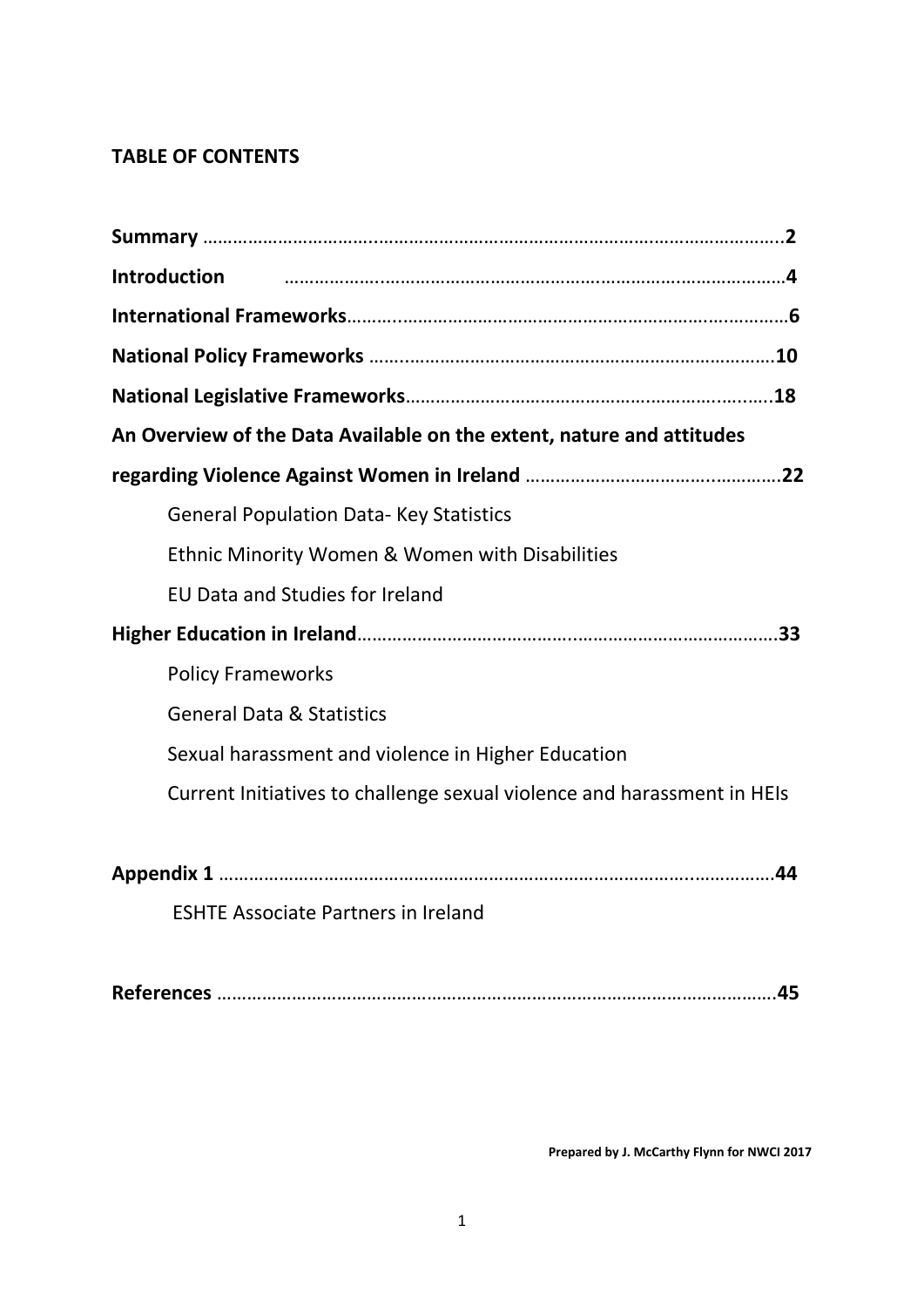## TABLE OF CONTENTS

**Summary** ……………………………………………………………………………………………………..**2**

**Introduction** ……………………………………………………………………………………**4**

**International Frameworks**……………………………………………………………………………**6**

**National Policy Frameworks** ……………………………………………………………………**10**

**National Legislative Frameworks**………………………………………………………………**18**

**An Overview of the Data Available on the extent, nature and attitudes regarding Violence Against Women in Ireland** ……………………………………………**22**

- General Population Data- Key Statistics
- Ethnic Minority Women & Women with Disabilities
- EU Data and Studies for Ireland

**Higher Education in Ireland**…………………………………………………………………………**33**

- Policy Frameworks
- General Data & Statistics
- Sexual harassment and violence in Higher Education
- Current Initiatives to challenge sexual violence and harassment in HEIs

**Appendix 1** ……………………………………………………………………………………………**44**

- ESHTE Associate Partners in Ireland

**References** ……………………………………………………………………………………………**45**

**Prepared by J. McCarthy Flynn for NWCI 2017**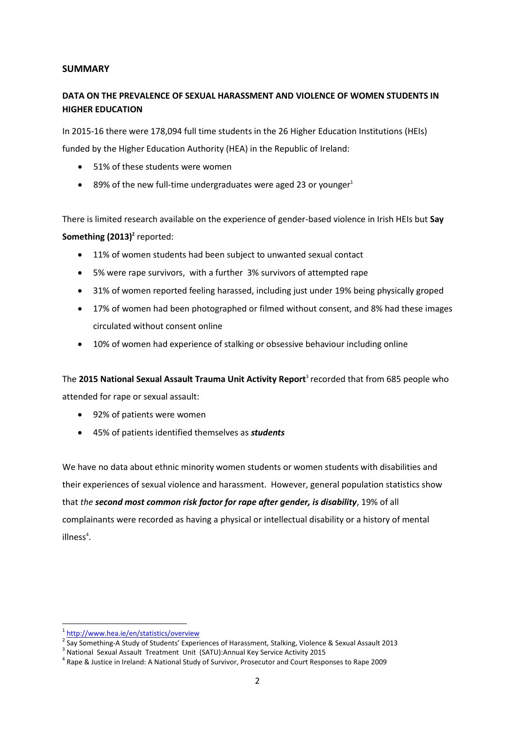## SUMMARY

### DATA ON THE PREVALENCE OF SEXUAL HARASSMENT AND VIOLENCE OF WOMEN STUDENTS IN HIGHER EDUCATION

In 2015-16 there were 178,094 full time students in the 26 Higher Education Institutions (HEIs) funded by the Higher Education Authority (HEA) in the Republic of Ireland:

- 51% of these students were women
- 89% of the new full-time undergraduates were aged 23 or younger[1]

There is limited research available on the experience of gender-based violence in Irish HEIs but **Say Something (2013)**[2] reported:

- 11% of women students had been subject to unwanted sexual contact
- 5% were rape survivors, with a further 3% survivors of attempted rape
- 31% of women reported feeling harassed, including just under 19% being physically groped
- 17% of women had been photographed or filmed without consent, and 8% had these images circulated without consent online
- 10% of women had experience of stalking or obsessive behaviour including online

The **2015 National Sexual Assault Trauma Unit Activity Report**[3] recorded that from 685 people who attended for rape or sexual assault:

- 92% of patients were women
- 45% of patients identified themselves as ***students***

We have no data about ethnic minority women students or women students with disabilities and their experiences of sexual violence and harassment. However, general population statistics show that *the* ***second most common risk factor for rape after gender, is disability***, 19% of all complainants were recorded as having a physical or intellectual disability or a history of mental illness[4].

---

[1] http://www.hea.ie/en/statistics/overview

[2] Say Something-A Study of Students' Experiences of Harassment, Stalking, Violence & Sexual Assault 2013

[3] National Sexual Assault Treatment Unit (SATU):Annual Key Service Activity 2015

[4] Rape & Justice in Ireland: A National Study of Survivor, Prosecutor and Court Responses to Rape 2009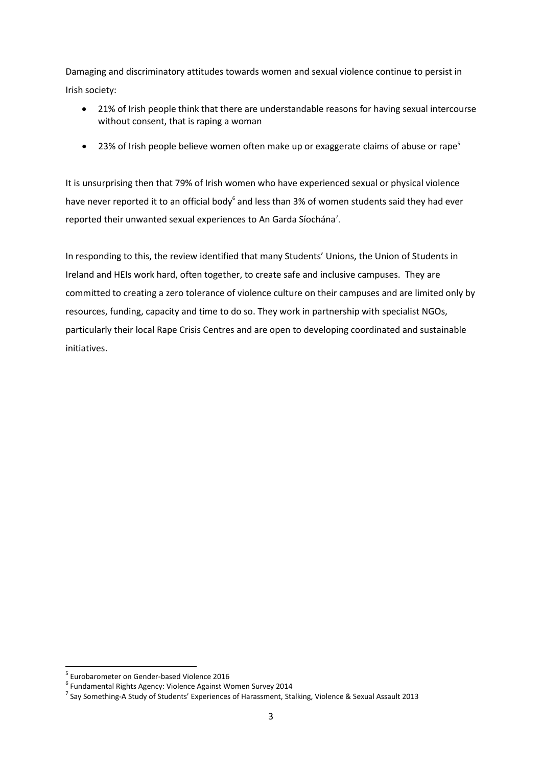Damaging and discriminatory attitudes towards women and sexual violence continue to persist in Irish society:

- 21% of Irish people think that there are understandable reasons for having sexual intercourse without consent, that is raping a woman
- 23% of Irish people believe women often make up or exaggerate claims of abuse or rape[5]

It is unsurprising then that 79% of Irish women who have experienced sexual or physical violence have never reported it to an official body[6] and less than 3% of women students said they had ever reported their unwanted sexual experiences to An Garda Síochána[7].

In responding to this, the review identified that many Students' Unions, the Union of Students in Ireland and HEIs work hard, often together, to create safe and inclusive campuses. They are committed to creating a zero tolerance of violence culture on their campuses and are limited only by resources, funding, capacity and time to do so. They work in partnership with specialist NGOs, particularly their local Rape Crisis Centres and are open to developing coordinated and sustainable initiatives.

---

[5] Eurobarometer on Gender-based Violence 2016

[6] Fundamental Rights Agency: Violence Against Women Survey 2014

[7] Say Something-A Study of Students' Experiences of Harassment, Stalking, Violence & Sexual Assault 2013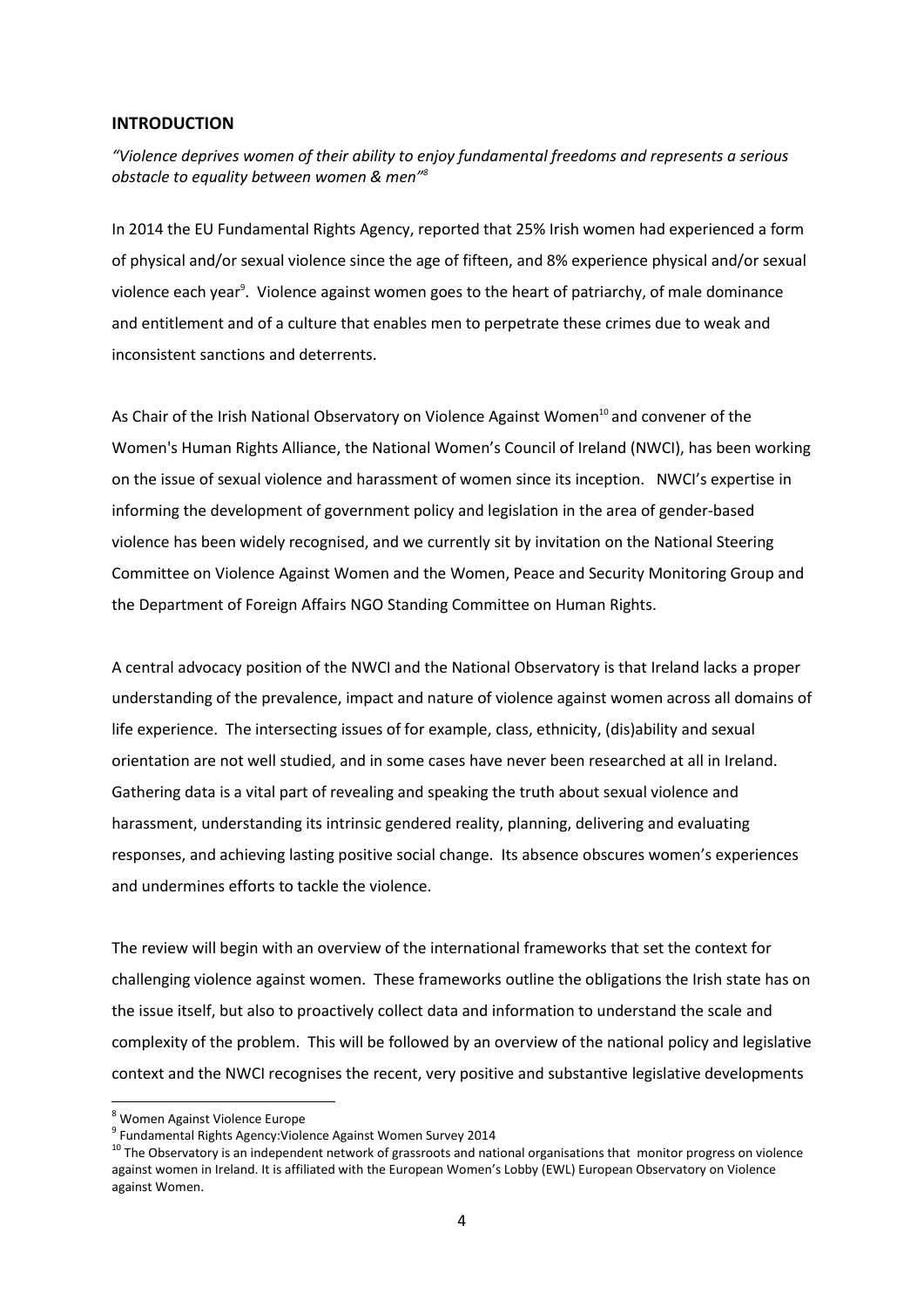## INTRODUCTION

*"Violence deprives women of their ability to enjoy fundamental freedoms and represents a serious obstacle to equality between women & men"*[8]

In 2014 the EU Fundamental Rights Agency, reported that 25% Irish women had experienced a form of physical and/or sexual violence since the age of fifteen, and 8% experience physical and/or sexual violence each year[9]. Violence against women goes to the heart of patriarchy, of male dominance and entitlement and of a culture that enables men to perpetrate these crimes due to weak and inconsistent sanctions and deterrents.

As Chair of the Irish National Observatory on Violence Against Women[10] and convener of the Women's Human Rights Alliance, the National Women's Council of Ireland (NWCI), has been working on the issue of sexual violence and harassment of women since its inception. NWCI's expertise in informing the development of government policy and legislation in the area of gender-based violence has been widely recognised, and we currently sit by invitation on the National Steering Committee on Violence Against Women and the Women, Peace and Security Monitoring Group and the Department of Foreign Affairs NGO Standing Committee on Human Rights.

A central advocacy position of the NWCI and the National Observatory is that Ireland lacks a proper understanding of the prevalence, impact and nature of violence against women across all domains of life experience. The intersecting issues of for example, class, ethnicity, (dis)ability and sexual orientation are not well studied, and in some cases have never been researched at all in Ireland. Gathering data is a vital part of revealing and speaking the truth about sexual violence and harassment, understanding its intrinsic gendered reality, planning, delivering and evaluating responses, and achieving lasting positive social change. Its absence obscures women's experiences and undermines efforts to tackle the violence.

The review will begin with an overview of the international frameworks that set the context for challenging violence against women. These frameworks outline the obligations the Irish state has on the issue itself, but also to proactively collect data and information to understand the scale and complexity of the problem. This will be followed by an overview of the national policy and legislative context and the NWCI recognises the recent, very positive and substantive legislative developments

---

[8] Women Against Violence Europe

[9] Fundamental Rights Agency:Violence Against Women Survey 2014

[10] The Observatory is an independent network of grassroots and national organisations that monitor progress on violence against women in Ireland. It is affiliated with the European Women's Lobby (EWL) European Observatory on Violence against Women.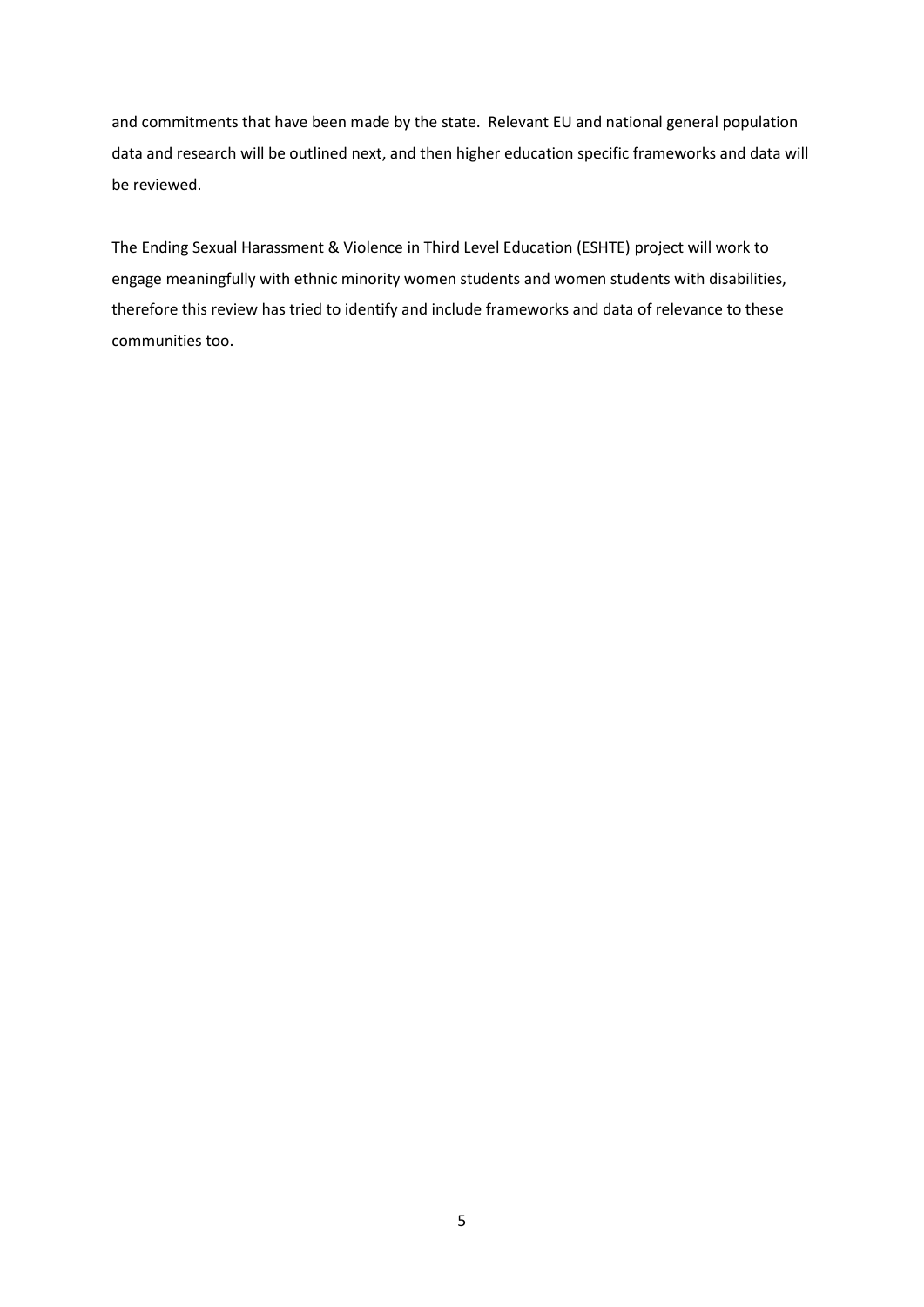and commitments that have been made by the state. Relevant EU and national general population data and research will be outlined next, and then higher education specific frameworks and data will be reviewed.

The Ending Sexual Harassment & Violence in Third Level Education (ESHTE) project will work to engage meaningfully with ethnic minority women students and women students with disabilities, therefore this review has tried to identify and include frameworks and data of relevance to these communities too.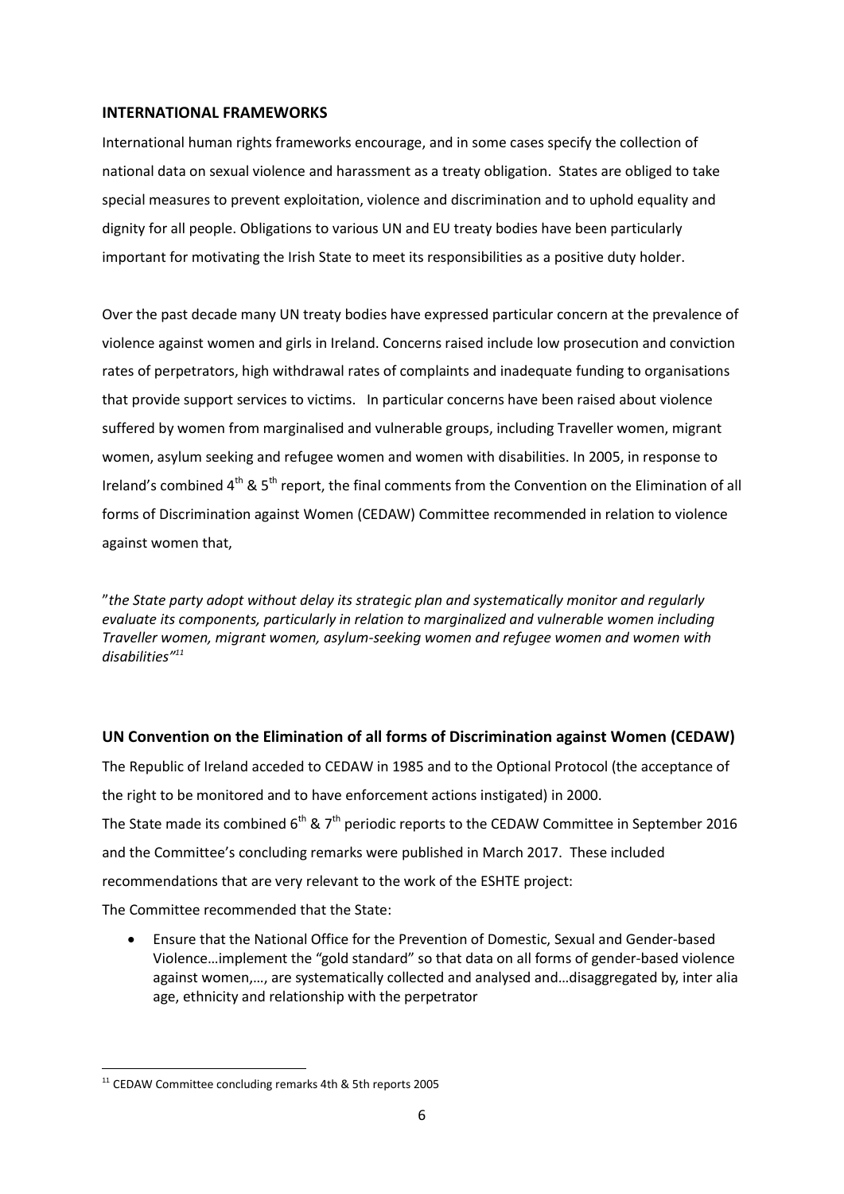## INTERNATIONAL FRAMEWORKS

International human rights frameworks encourage, and in some cases specify the collection of national data on sexual violence and harassment as a treaty obligation. States are obliged to take special measures to prevent exploitation, violence and discrimination and to uphold equality and dignity for all people. Obligations to various UN and EU treaty bodies have been particularly important for motivating the Irish State to meet its responsibilities as a positive duty holder.

Over the past decade many UN treaty bodies have expressed particular concern at the prevalence of violence against women and girls in Ireland. Concerns raised include low prosecution and conviction rates of perpetrators, high withdrawal rates of complaints and inadequate funding to organisations that provide support services to victims. In particular concerns have been raised about violence suffered by women from marginalised and vulnerable groups, including Traveller women, migrant women, asylum seeking and refugee women and women with disabilities. In 2005, in response to Ireland's combined 4th & 5th report, the final comments from the Convention on the Elimination of all forms of Discrimination against Women (CEDAW) Committee recommended in relation to violence against women that,

"*the State party adopt without delay its strategic plan and systematically monitor and regularly evaluate its components, particularly in relation to marginalized and vulnerable women including Traveller women, migrant women, asylum-seeking women and refugee women and women with disabilities"*[11]

## UN Convention on the Elimination of all forms of Discrimination against Women (CEDAW)

The Republic of Ireland acceded to CEDAW in 1985 and to the Optional Protocol (the acceptance of the right to be monitored and to have enforcement actions instigated) in 2000.

The State made its combined 6th & 7th periodic reports to the CEDAW Committee in September 2016 and the Committee's concluding remarks were published in March 2017. These included recommendations that are very relevant to the work of the ESHTE project:

The Committee recommended that the State:

- Ensure that the National Office for the Prevention of Domestic, Sexual and Gender-based Violence…implement the "gold standard" so that data on all forms of gender-based violence against women,…, are systematically collected and analysed and…disaggregated by, inter alia age, ethnicity and relationship with the perpetrator

---

[11] CEDAW Committee concluding remarks 4th & 5th reports 2005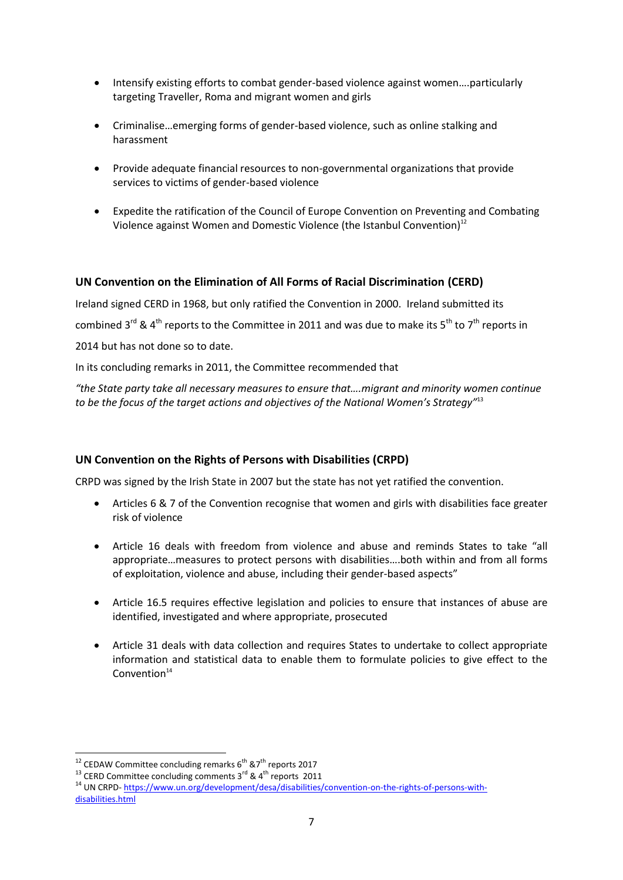- Intensify existing efforts to combat gender-based violence against women….particularly targeting Traveller, Roma and migrant women and girls
- Criminalise…emerging forms of gender-based violence, such as online stalking and harassment
- Provide adequate financial resources to non-governmental organizations that provide services to victims of gender-based violence
- Expedite the ratification of the Council of Europe Convention on Preventing and Combating Violence against Women and Domestic Violence (the Istanbul Convention)[12]

### UN Convention on the Elimination of All Forms of Racial Discrimination (CERD)

Ireland signed CERD in 1968, but only ratified the Convention in 2000. Ireland submitted its combined 3rd & 4th reports to the Committee in 2011 and was due to make its 5th to 7th reports in 2014 but has not done so to date.

In its concluding remarks in 2011, the Committee recommended that

*"the State party take all necessary measures to ensure that….migrant and minority women continue to be the focus of the target actions and objectives of the National Women's Strategy"*[13]

### UN Convention on the Rights of Persons with Disabilities (CRPD)

CRPD was signed by the Irish State in 2007 but the state has not yet ratified the convention.

- Articles 6 & 7 of the Convention recognise that women and girls with disabilities face greater risk of violence
- Article 16 deals with freedom from violence and abuse and reminds States to take "all appropriate…measures to protect persons with disabilities….both within and from all forms of exploitation, violence and abuse, including their gender-based aspects"
- Article 16.5 requires effective legislation and policies to ensure that instances of abuse are identified, investigated and where appropriate, prosecuted
- Article 31 deals with data collection and requires States to undertake to collect appropriate information and statistical data to enable them to formulate policies to give effect to the Convention[14]

---

[12] CEDAW Committee concluding remarks 6th &7th reports 2017

[13] CERD Committee concluding comments 3rd & 4th reports 2011

[14] UN CRPD- https://www.un.org/development/desa/disabilities/convention-on-the-rights-of-persons-with-disabilities.html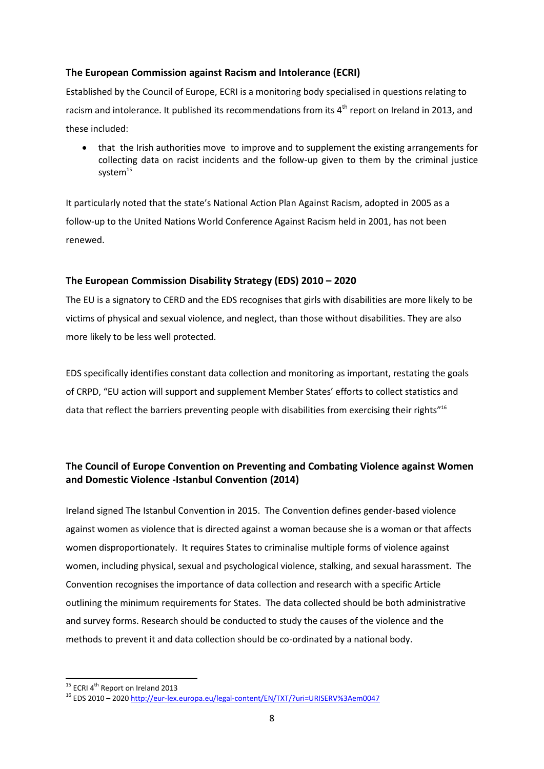### The European Commission against Racism and Intolerance (ECRI)

Established by the Council of Europe, ECRI is a monitoring body specialised in questions relating to racism and intolerance. It published its recommendations from its 4th report on Ireland in 2013, and these included:

- that the Irish authorities move to improve and to supplement the existing arrangements for collecting data on racist incidents and the follow-up given to them by the criminal justice system[15]

It particularly noted that the state's National Action Plan Against Racism, adopted in 2005 as a follow-up to the United Nations World Conference Against Racism held in 2001, has not been renewed.

### The European Commission Disability Strategy (EDS) 2010 – 2020

The EU is a signatory to CERD and the EDS recognises that girls with disabilities are more likely to be victims of physical and sexual violence, and neglect, than those without disabilities. They are also more likely to be less well protected.

EDS specifically identifies constant data collection and monitoring as important, restating the goals of CRPD, "EU action will support and supplement Member States' efforts to collect statistics and data that reflect the barriers preventing people with disabilities from exercising their rights"[16]

### The Council of Europe Convention on Preventing and Combating Violence against Women and Domestic Violence -Istanbul Convention (2014)

Ireland signed The Istanbul Convention in 2015. The Convention defines gender-based violence against women as violence that is directed against a woman because she is a woman or that affects women disproportionately. It requires States to criminalise multiple forms of violence against women, including physical, sexual and psychological violence, stalking, and sexual harassment. The Convention recognises the importance of data collection and research with a specific Article outlining the minimum requirements for States. The data collected should be both administrative and survey forms. Research should be conducted to study the causes of the violence and the methods to prevent it and data collection should be co-ordinated by a national body.

---

[15] ECRI 4th Report on Ireland 2013

[16] EDS 2010 – 2020 http://eur-lex.europa.eu/legal-content/EN/TXT/?uri=URISERV%3Aem0047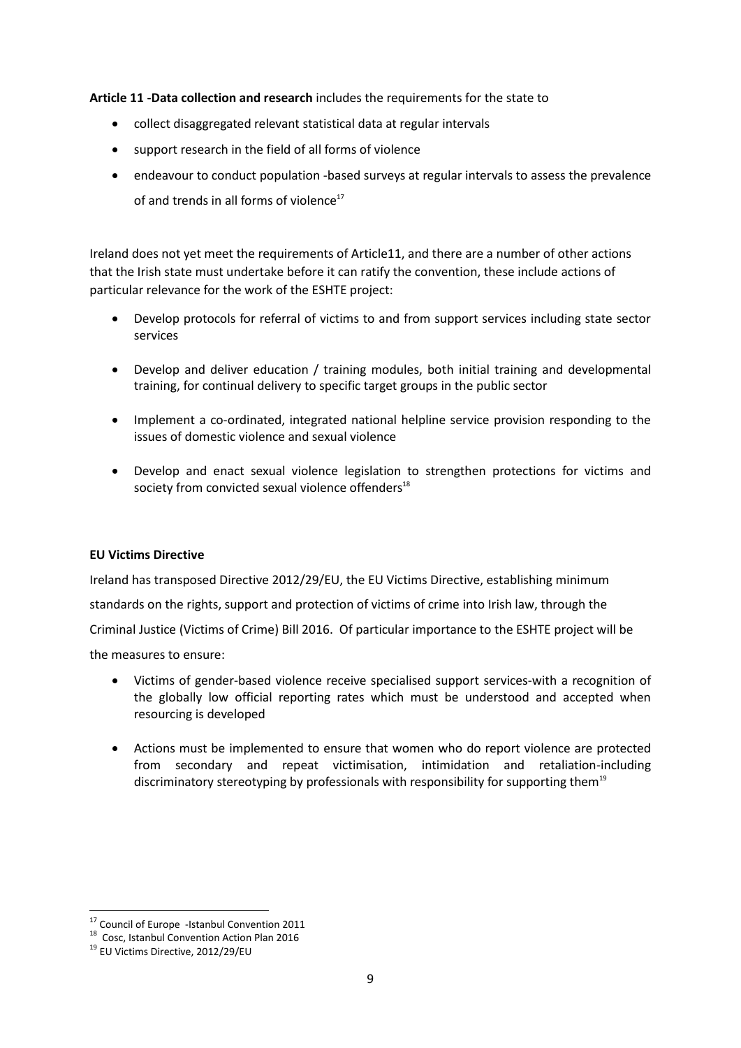**Article 11 -Data collection and research** includes the requirements for the state to

- collect disaggregated relevant statistical data at regular intervals
- support research in the field of all forms of violence
- endeavour to conduct population -based surveys at regular intervals to assess the prevalence of and trends in all forms of violence[17]

Ireland does not yet meet the requirements of Article11, and there are a number of other actions that the Irish state must undertake before it can ratify the convention, these include actions of particular relevance for the work of the ESHTE project:

- Develop protocols for referral of victims to and from support services including state sector services
- Develop and deliver education / training modules, both initial training and developmental training, for continual delivery to specific target groups in the public sector
- Implement a co-ordinated, integrated national helpline service provision responding to the issues of domestic violence and sexual violence
- Develop and enact sexual violence legislation to strengthen protections for victims and society from convicted sexual violence offenders[18]

**EU Victims Directive**

Ireland has transposed Directive 2012/29/EU, the EU Victims Directive, establishing minimum standards on the rights, support and protection of victims of crime into Irish law, through the Criminal Justice (Victims of Crime) Bill 2016. Of particular importance to the ESHTE project will be the measures to ensure:

- Victims of gender-based violence receive specialised support services-with a recognition of the globally low official reporting rates which must be understood and accepted when resourcing is developed
- Actions must be implemented to ensure that women who do report violence are protected from secondary and repeat victimisation, intimidation and retaliation-including discriminatory stereotyping by professionals with responsibility for supporting them[19]

---

[17] Council of Europe -Istanbul Convention 2011

[18] Cosc, Istanbul Convention Action Plan 2016

[19] EU Victims Directive, 2012/29/EU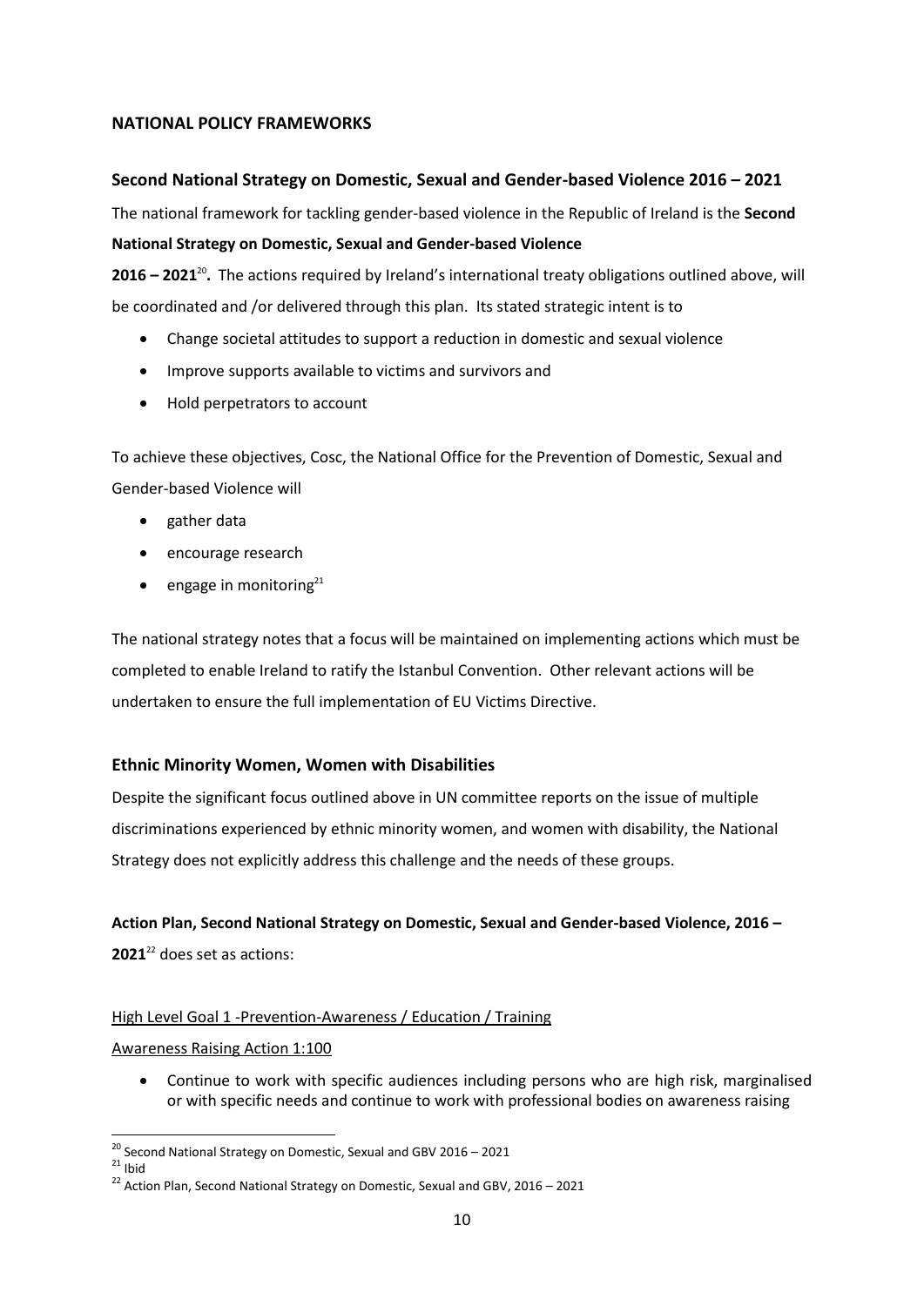## NATIONAL POLICY FRAMEWORKS

### Second National Strategy on Domestic, Sexual and Gender-based Violence 2016 – 2021

The national framework for tackling gender-based violence in the Republic of Ireland is the **Second National Strategy on Domestic, Sexual and Gender-based Violence 2016 – 2021**[20]**.** The actions required by Ireland's international treaty obligations outlined above, will be coordinated and /or delivered through this plan. Its stated strategic intent is to

- Change societal attitudes to support a reduction in domestic and sexual violence
- Improve supports available to victims and survivors and
- Hold perpetrators to account

To achieve these objectives, Cosc, the National Office for the Prevention of Domestic, Sexual and Gender-based Violence will

- gather data
- encourage research
- engage in monitoring[21]

The national strategy notes that a focus will be maintained on implementing actions which must be completed to enable Ireland to ratify the Istanbul Convention. Other relevant actions will be undertaken to ensure the full implementation of EU Victims Directive.

### Ethnic Minority Women, Women with Disabilities

Despite the significant focus outlined above in UN committee reports on the issue of multiple discriminations experienced by ethnic minority women, and women with disability, the National Strategy does not explicitly address this challenge and the needs of these groups.

**Action Plan, Second National Strategy on Domestic, Sexual and Gender-based Violence, 2016 – 2021**[22] does set as actions:

High Level Goal 1 -Prevention-Awareness / Education / Training

Awareness Raising Action 1:100

- Continue to work with specific audiences including persons who are high risk, marginalised or with specific needs and continue to work with professional bodies on awareness raising

[20] Second National Strategy on Domestic, Sexual and GBV 2016 – 2021

[21] Ibid

[22] Action Plan, Second National Strategy on Domestic, Sexual and GBV, 2016 – 2021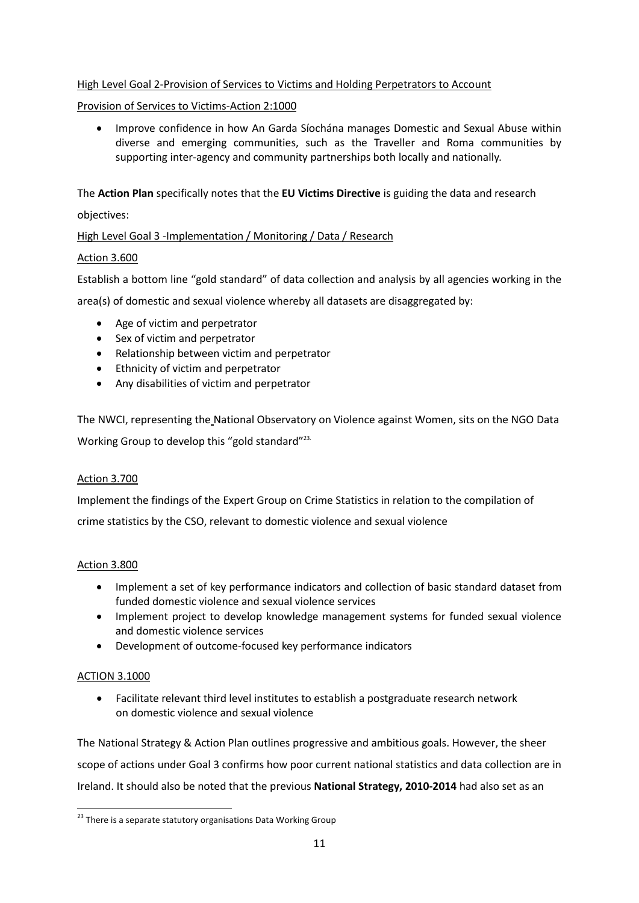High Level Goal 2-Provision of Services to Victims and Holding Perpetrators to Account

Provision of Services to Victims-Action 2:1000

- Improve confidence in how An Garda Síochána manages Domestic and Sexual Abuse within diverse and emerging communities, such as the Traveller and Roma communities by supporting inter-agency and community partnerships both locally and nationally.

The **Action Plan** specifically notes that the **EU Victims Directive** is guiding the data and research objectives:

High Level Goal 3 -Implementation / Monitoring / Data / Research

Action 3.600

Establish a bottom line "gold standard" of data collection and analysis by all agencies working in the area(s) of domestic and sexual violence whereby all datasets are disaggregated by:

- Age of victim and perpetrator
- Sex of victim and perpetrator
- Relationship between victim and perpetrator
- Ethnicity of victim and perpetrator
- Any disabilities of victim and perpetrator

The NWCI, representing the National Observatory on Violence against Women, sits on the NGO Data Working Group to develop this "gold standard"[23]

Action 3.700

Implement the findings of the Expert Group on Crime Statistics in relation to the compilation of crime statistics by the CSO, relevant to domestic violence and sexual violence

Action 3.800

- Implement a set of key performance indicators and collection of basic standard dataset from funded domestic violence and sexual violence services
- Implement project to develop knowledge management systems for funded sexual violence and domestic violence services
- Development of outcome-focused key performance indicators

ACTION 3.1000

- Facilitate relevant third level institutes to establish a postgraduate research network on domestic violence and sexual violence

The National Strategy & Action Plan outlines progressive and ambitious goals. However, the sheer scope of actions under Goal 3 confirms how poor current national statistics and data collection are in Ireland. It should also be noted that the previous **National Strategy, 2010-2014** had also set as an

[23] There is a separate statutory organisations Data Working Group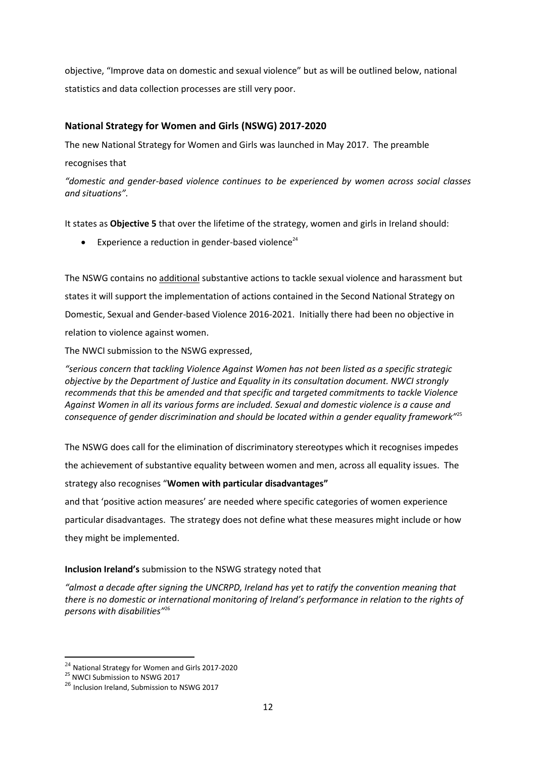objective, "Improve data on domestic and sexual violence" but as will be outlined below, national statistics and data collection processes are still very poor.

### National Strategy for Women and Girls (NSWG) 2017-2020

The new National Strategy for Women and Girls was launched in May 2017. The preamble recognises that

*"domestic and gender-based violence continues to be experienced by women across social classes and situations".*

It states as **Objective 5** that over the lifetime of the strategy, women and girls in Ireland should:

- Experience a reduction in gender-based violence[24]

The NSWG contains no additional substantive actions to tackle sexual violence and harassment but states it will support the implementation of actions contained in the Second National Strategy on Domestic, Sexual and Gender-based Violence 2016-2021. Initially there had been no objective in relation to violence against women.

The NWCI submission to the NSWG expressed,

*"serious concern that tackling Violence Against Women has not been listed as a specific strategic objective by the Department of Justice and Equality in its consultation document. NWCI strongly recommends that this be amended and that specific and targeted commitments to tackle Violence Against Women in all its various forms are included. Sexual and domestic violence is a cause and consequence of gender discrimination and should be located within a gender equality framework"*[25]

The NSWG does call for the elimination of discriminatory stereotypes which it recognises impedes the achievement of substantive equality between women and men, across all equality issues. The strategy also recognises "**Women with particular disadvantages"**

and that 'positive action measures' are needed where specific categories of women experience particular disadvantages. The strategy does not define what these measures might include or how they might be implemented.

**Inclusion Ireland's** submission to the NSWG strategy noted that

*"almost a decade after signing the UNCRPD, Ireland has yet to ratify the convention meaning that there is no domestic or international monitoring of Ireland's performance in relation to the rights of persons with disabilities"*[26]

---

[24] National Strategy for Women and Girls 2017-2020

[25] NWCI Submission to NSWG 2017

[26] Inclusion Ireland, Submission to NSWG 2017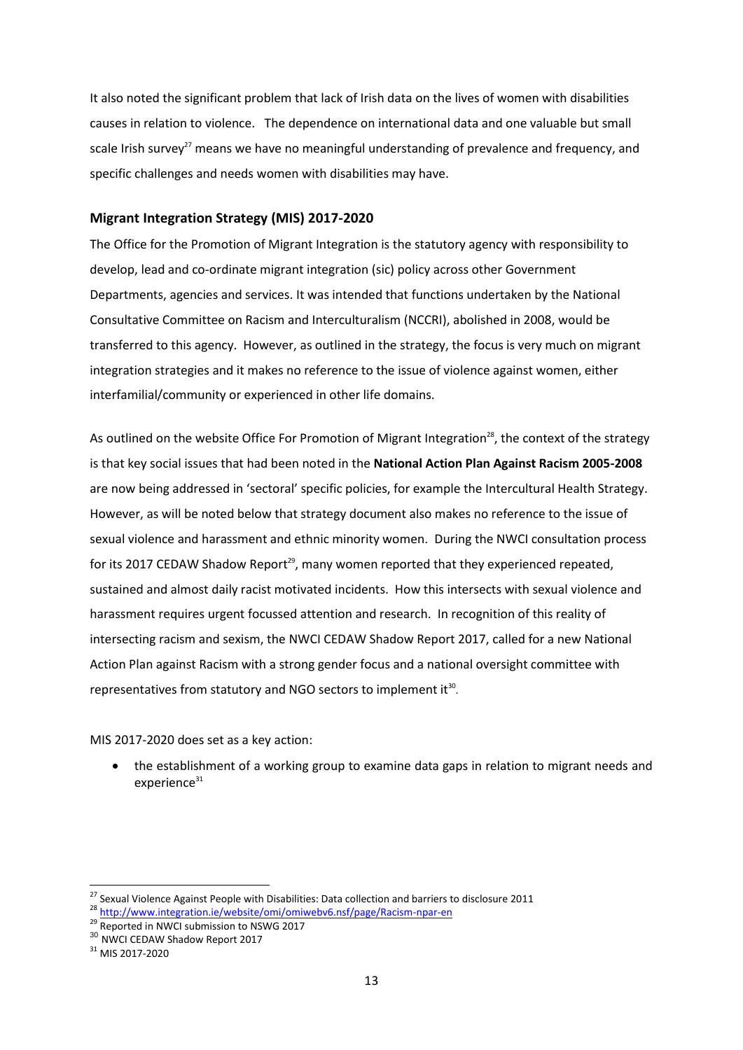It also noted the significant problem that lack of Irish data on the lives of women with disabilities causes in relation to violence. The dependence on international data and one valuable but small scale Irish survey[27] means we have no meaningful understanding of prevalence and frequency, and specific challenges and needs women with disabilities may have.

### Migrant Integration Strategy (MIS) 2017-2020

The Office for the Promotion of Migrant Integration is the statutory agency with responsibility to develop, lead and co-ordinate migrant integration (sic) policy across other Government Departments, agencies and services. It was intended that functions undertaken by the National Consultative Committee on Racism and Interculturalism (NCCRI), abolished in 2008, would be transferred to this agency. However, as outlined in the strategy, the focus is very much on migrant integration strategies and it makes no reference to the issue of violence against women, either interfamilial/community or experienced in other life domains.

As outlined on the website Office For Promotion of Migrant Integration[28], the context of the strategy is that key social issues that had been noted in the **National Action Plan Against Racism 2005-2008** are now being addressed in 'sectoral' specific policies, for example the Intercultural Health Strategy. However, as will be noted below that strategy document also makes no reference to the issue of sexual violence and harassment and ethnic minority women. During the NWCI consultation process for its 2017 CEDAW Shadow Report[29], many women reported that they experienced repeated, sustained and almost daily racist motivated incidents. How this intersects with sexual violence and harassment requires urgent focussed attention and research. In recognition of this reality of intersecting racism and sexism, the NWCI CEDAW Shadow Report 2017, called for a new National Action Plan against Racism with a strong gender focus and a national oversight committee with representatives from statutory and NGO sectors to implement it[30].

MIS 2017-2020 does set as a key action:

- the establishment of a working group to examine data gaps in relation to migrant needs and experience[31]

---

[27] Sexual Violence Against People with Disabilities: Data collection and barriers to disclosure 2011

[28] http://www.integration.ie/website/omi/omiwebv6.nsf/page/Racism-npar-en

[29] Reported in NWCI submission to NSWG 2017

[30] NWCI CEDAW Shadow Report 2017

[31] MIS 2017-2020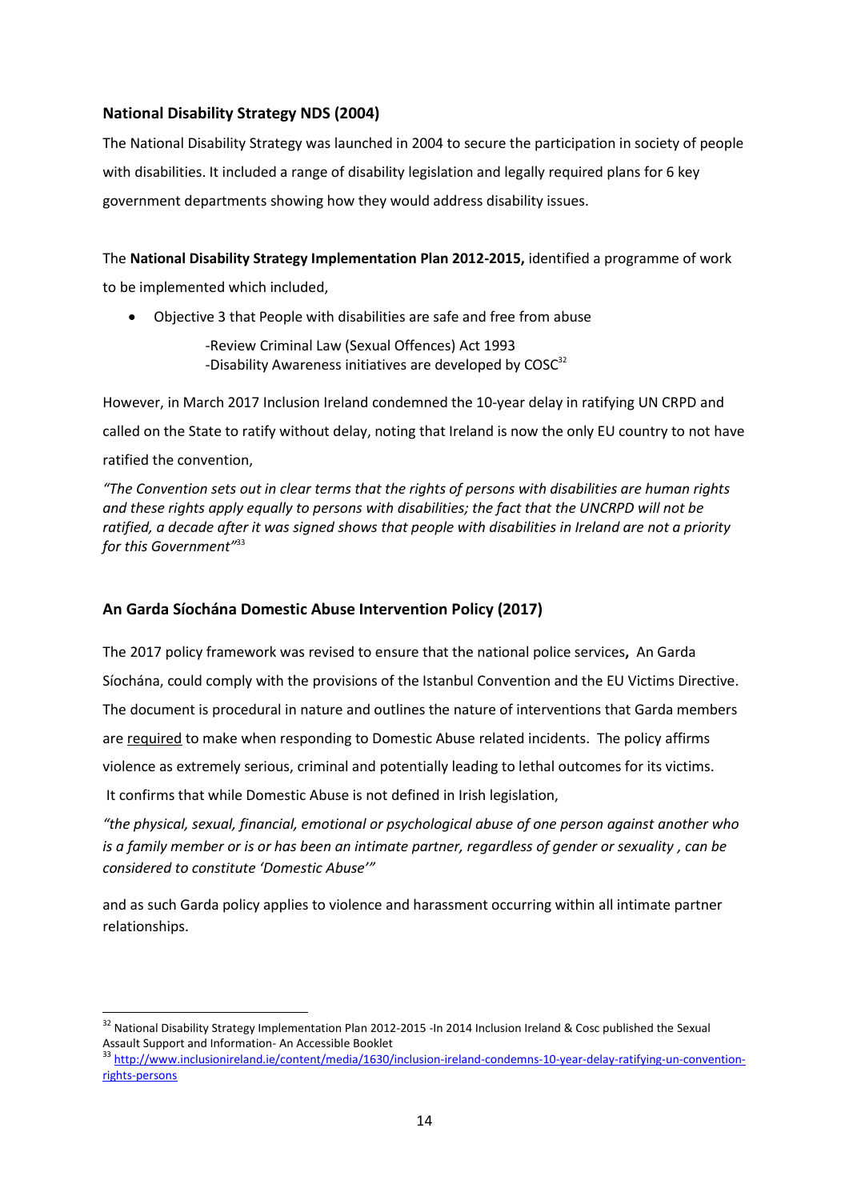### National Disability Strategy NDS (2004)

The National Disability Strategy was launched in 2004 to secure the participation in society of people with disabilities. It included a range of disability legislation and legally required plans for 6 key government departments showing how they would address disability issues.

The **National Disability Strategy Implementation Plan 2012-2015,** identified a programme of work to be implemented which included,

- Objective 3 that People with disabilities are safe and free from abuse

  -Review Criminal Law (Sexual Offences) Act 1993
  -Disability Awareness initiatives are developed by COSC[32]

However, in March 2017 Inclusion Ireland condemned the 10-year delay in ratifying UN CRPD and called on the State to ratify without delay, noting that Ireland is now the only EU country to not have ratified the convention,

*"The Convention sets out in clear terms that the rights of persons with disabilities are human rights and these rights apply equally to persons with disabilities; the fact that the UNCRPD will not be ratified, a decade after it was signed shows that people with disabilities in Ireland are not a priority for this Government"*[33]

### An Garda Síochána Domestic Abuse Intervention Policy (2017)

The 2017 policy framework was revised to ensure that the national police services**,** An Garda Síochána, could comply with the provisions of the Istanbul Convention and the EU Victims Directive. The document is procedural in nature and outlines the nature of interventions that Garda members are <u>required</u> to make when responding to Domestic Abuse related incidents. The policy affirms violence as extremely serious, criminal and potentially leading to lethal outcomes for its victims. It confirms that while Domestic Abuse is not defined in Irish legislation,

*"the physical, sexual, financial, emotional or psychological abuse of one person against another who is a family member or is or has been an intimate partner, regardless of gender or sexuality , can be considered to constitute 'Domestic Abuse'"*

and as such Garda policy applies to violence and harassment occurring within all intimate partner relationships.

---

[32] National Disability Strategy Implementation Plan 2012-2015 -In 2014 Inclusion Ireland & Cosc published the Sexual Assault Support and Information- An Accessible Booklet

[33] http://www.inclusionireland.ie/content/media/1630/inclusion-ireland-condemns-10-year-delay-ratifying-un-convention-rights-persons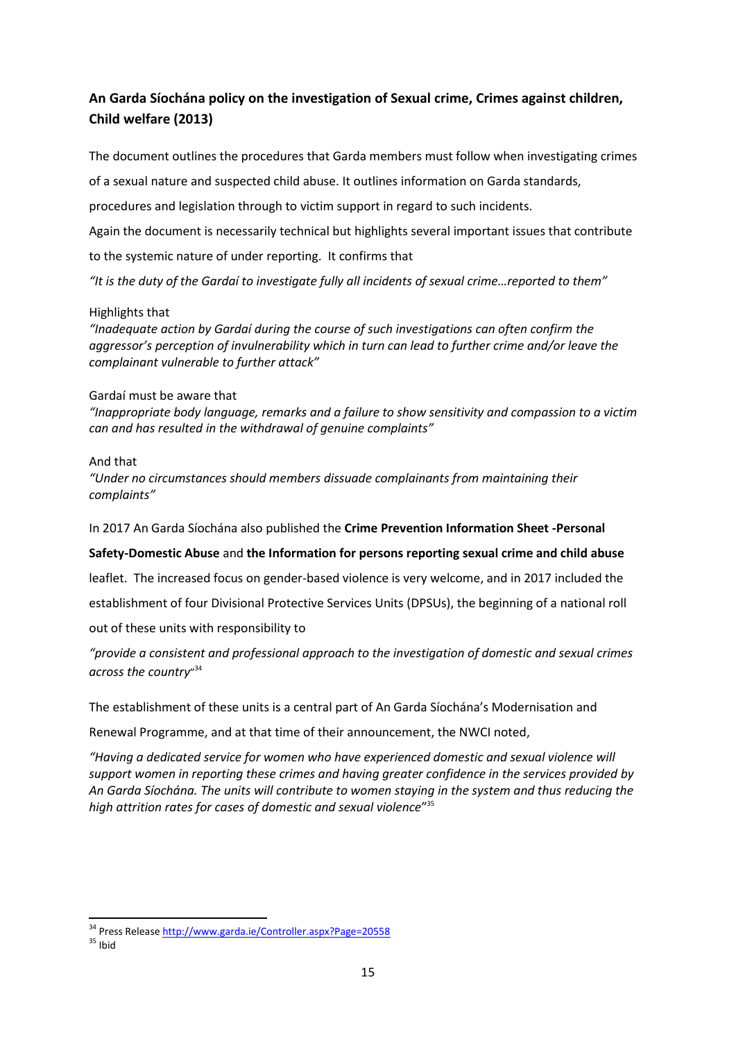**An Garda Síochána policy on the investigation of Sexual crime, Crimes against children, Child welfare (2013)**

The document outlines the procedures that Garda members must follow when investigating crimes of a sexual nature and suspected child abuse. It outlines information on Garda standards, procedures and legislation through to victim support in regard to such incidents.

Again the document is necessarily technical but highlights several important issues that contribute to the systemic nature of under reporting. It confirms that

*"It is the duty of the Gardaí to investigate fully all incidents of sexual crime…reported to them"*

Highlights that

*"Inadequate action by Gardaí during the course of such investigations can often confirm the aggressor's perception of invulnerability which in turn can lead to further crime and/or leave the complainant vulnerable to further attack"*

Gardaí must be aware that

*"Inappropriate body language, remarks and a failure to show sensitivity and compassion to a victim can and has resulted in the withdrawal of genuine complaints"*

And that

*"Under no circumstances should members dissuade complainants from maintaining their complaints"*

In 2017 An Garda Síochána also published the **Crime Prevention Information Sheet -Personal Safety-Domestic Abuse** and **the Information for persons reporting sexual crime and child abuse** leaflet. The increased focus on gender-based violence is very welcome, and in 2017 included the establishment of four Divisional Protective Services Units (DPSUs), the beginning of a national roll out of these units with responsibility to

*"provide a consistent and professional approach to the investigation of domestic and sexual crimes across the country"*[34]

The establishment of these units is a central part of An Garda Síochána's Modernisation and Renewal Programme, and at that time of their announcement, the NWCI noted,

*"Having a dedicated service for women who have experienced domestic and sexual violence will support women in reporting these crimes and having greater confidence in the services provided by An Garda Síochána. The units will contribute to women staying in the system and thus reducing the high attrition rates for cases of domestic and sexual violence"*[35]

---

[34] Press Release http://www.garda.ie/Controller.aspx?Page=20558

[35] Ibid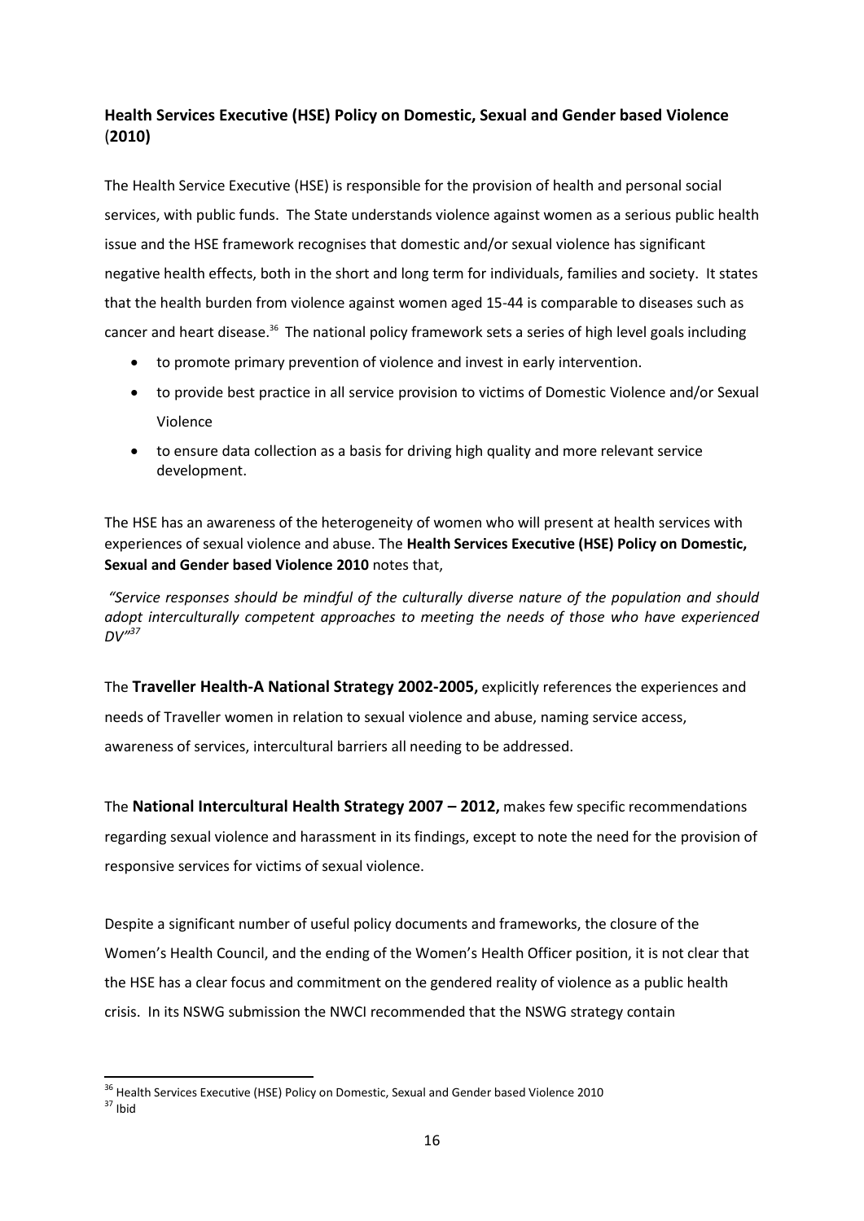### Health Services Executive (HSE) Policy on Domestic, Sexual and Gender based Violence (2010)

The Health Service Executive (HSE) is responsible for the provision of health and personal social services, with public funds. The State understands violence against women as a serious public health issue and the HSE framework recognises that domestic and/or sexual violence has significant negative health effects, both in the short and long term for individuals, families and society. It states that the health burden from violence against women aged 15-44 is comparable to diseases such as cancer and heart disease.[36] The national policy framework sets a series of high level goals including

- to promote primary prevention of violence and invest in early intervention.
- to provide best practice in all service provision to victims of Domestic Violence and/or Sexual Violence
- to ensure data collection as a basis for driving high quality and more relevant service development.

The HSE has an awareness of the heterogeneity of women who will present at health services with experiences of sexual violence and abuse. The **Health Services Executive (HSE) Policy on Domestic, Sexual and Gender based Violence 2010** notes that,

*"Service responses should be mindful of the culturally diverse nature of the population and should adopt interculturally competent approaches to meeting the needs of those who have experienced DV"*[37]

The **Traveller Health-A National Strategy 2002-2005,** explicitly references the experiences and needs of Traveller women in relation to sexual violence and abuse, naming service access, awareness of services, intercultural barriers all needing to be addressed.

The **National Intercultural Health Strategy 2007 – 2012,** makes few specific recommendations regarding sexual violence and harassment in its findings, except to note the need for the provision of responsive services for victims of sexual violence.

Despite a significant number of useful policy documents and frameworks, the closure of the Women's Health Council, and the ending of the Women's Health Officer position, it is not clear that the HSE has a clear focus and commitment on the gendered reality of violence as a public health crisis. In its NSWG submission the NWCI recommended that the NSWG strategy contain

---

[36] Health Services Executive (HSE) Policy on Domestic, Sexual and Gender based Violence 2010

[37] Ibid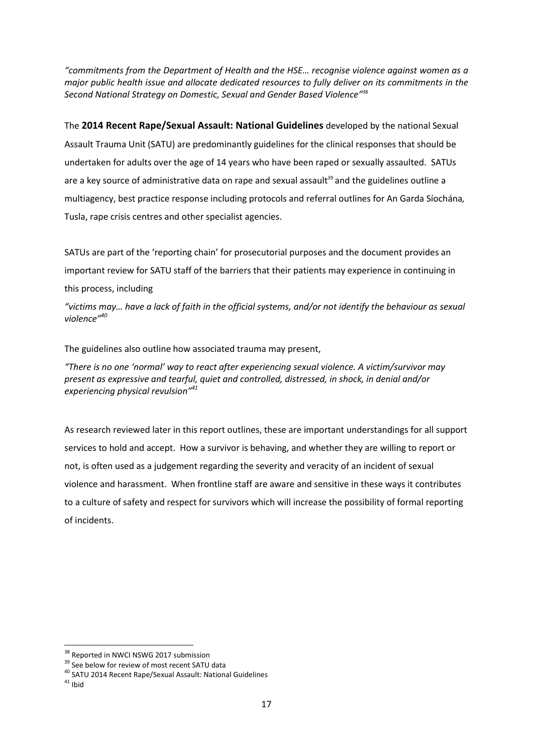*"commitments from the Department of Health and the HSE… recognise violence against women as a major public health issue and allocate dedicated resources to fully deliver on its commitments in the Second National Strategy on Domestic, Sexual and Gender Based Violence"*[38]

The **2014 Recent Rape/Sexual Assault: National Guidelines** developed by the national Sexual Assault Trauma Unit (SATU) are predominantly guidelines for the clinical responses that should be undertaken for adults over the age of 14 years who have been raped or sexually assaulted. SATUs are a key source of administrative data on rape and sexual assault[39] and the guidelines outline a multiagency, best practice response including protocols and referral outlines for An Garda Síochána, Tusla, rape crisis centres and other specialist agencies.

SATUs are part of the 'reporting chain' for prosecutorial purposes and the document provides an important review for SATU staff of the barriers that their patients may experience in continuing in this process, including

*"victims may… have a lack of faith in the official systems, and/or not identify the behaviour as sexual violence"*[40]

The guidelines also outline how associated trauma may present,

*"There is no one 'normal' way to react after experiencing sexual violence. A victim/survivor may present as expressive and tearful, quiet and controlled, distressed, in shock, in denial and/or experiencing physical revulsion"*[41]

As research reviewed later in this report outlines, these are important understandings for all support services to hold and accept. How a survivor is behaving, and whether they are willing to report or not, is often used as a judgement regarding the severity and veracity of an incident of sexual violence and harassment. When frontline staff are aware and sensitive in these ways it contributes to a culture of safety and respect for survivors which will increase the possibility of formal reporting of incidents.

---

[38] Reported in NWCI NSWG 2017 submission

[39] See below for review of most recent SATU data

[40] SATU 2014 Recent Rape/Sexual Assault: National Guidelines

[41] Ibid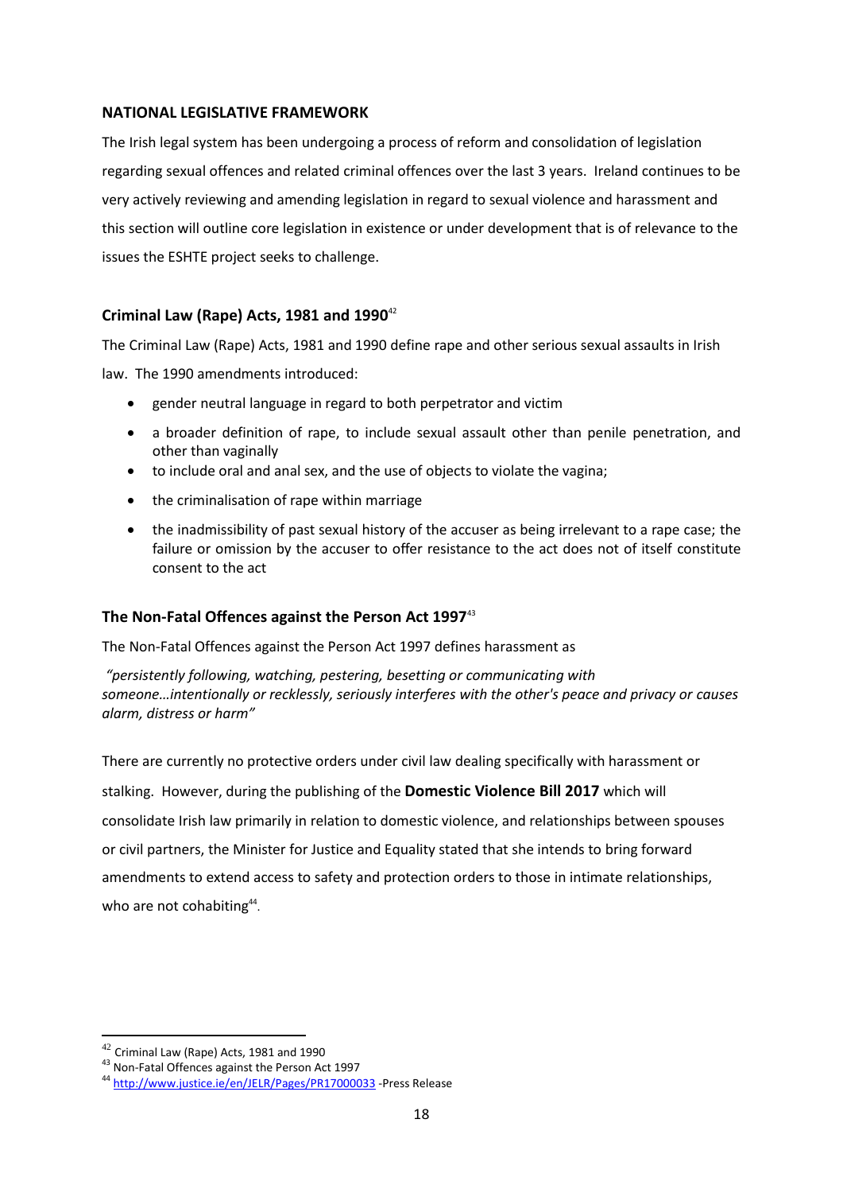## NATIONAL LEGISLATIVE FRAMEWORK

The Irish legal system has been undergoing a process of reform and consolidation of legislation regarding sexual offences and related criminal offences over the last 3 years. Ireland continues to be very actively reviewing and amending legislation in regard to sexual violence and harassment and this section will outline core legislation in existence or under development that is of relevance to the issues the ESHTE project seeks to challenge.

### Criminal Law (Rape) Acts, 1981 and 1990[42]

The Criminal Law (Rape) Acts, 1981 and 1990 define rape and other serious sexual assaults in Irish law. The 1990 amendments introduced:

- gender neutral language in regard to both perpetrator and victim
- a broader definition of rape, to include sexual assault other than penile penetration, and other than vaginally
- to include oral and anal sex, and the use of objects to violate the vagina;
- the criminalisation of rape within marriage
- the inadmissibility of past sexual history of the accuser as being irrelevant to a rape case; the failure or omission by the accuser to offer resistance to the act does not of itself constitute consent to the act

### The Non-Fatal Offences against the Person Act 1997[43]

The Non-Fatal Offences against the Person Act 1997 defines harassment as

*"persistently following, watching, pestering, besetting or communicating with someone…intentionally or recklessly, seriously interferes with the other's peace and privacy or causes alarm, distress or harm"*

There are currently no protective orders under civil law dealing specifically with harassment or stalking. However, during the publishing of the **Domestic Violence Bill 2017** which will consolidate Irish law primarily in relation to domestic violence, and relationships between spouses or civil partners, the Minister for Justice and Equality stated that she intends to bring forward amendments to extend access to safety and protection orders to those in intimate relationships, who are not cohabiting[44].

---

[42] Criminal Law (Rape) Acts, 1981 and 1990

[43] Non-Fatal Offences against the Person Act 1997

[44] http://www.justice.ie/en/JELR/Pages/PR17000033 -Press Release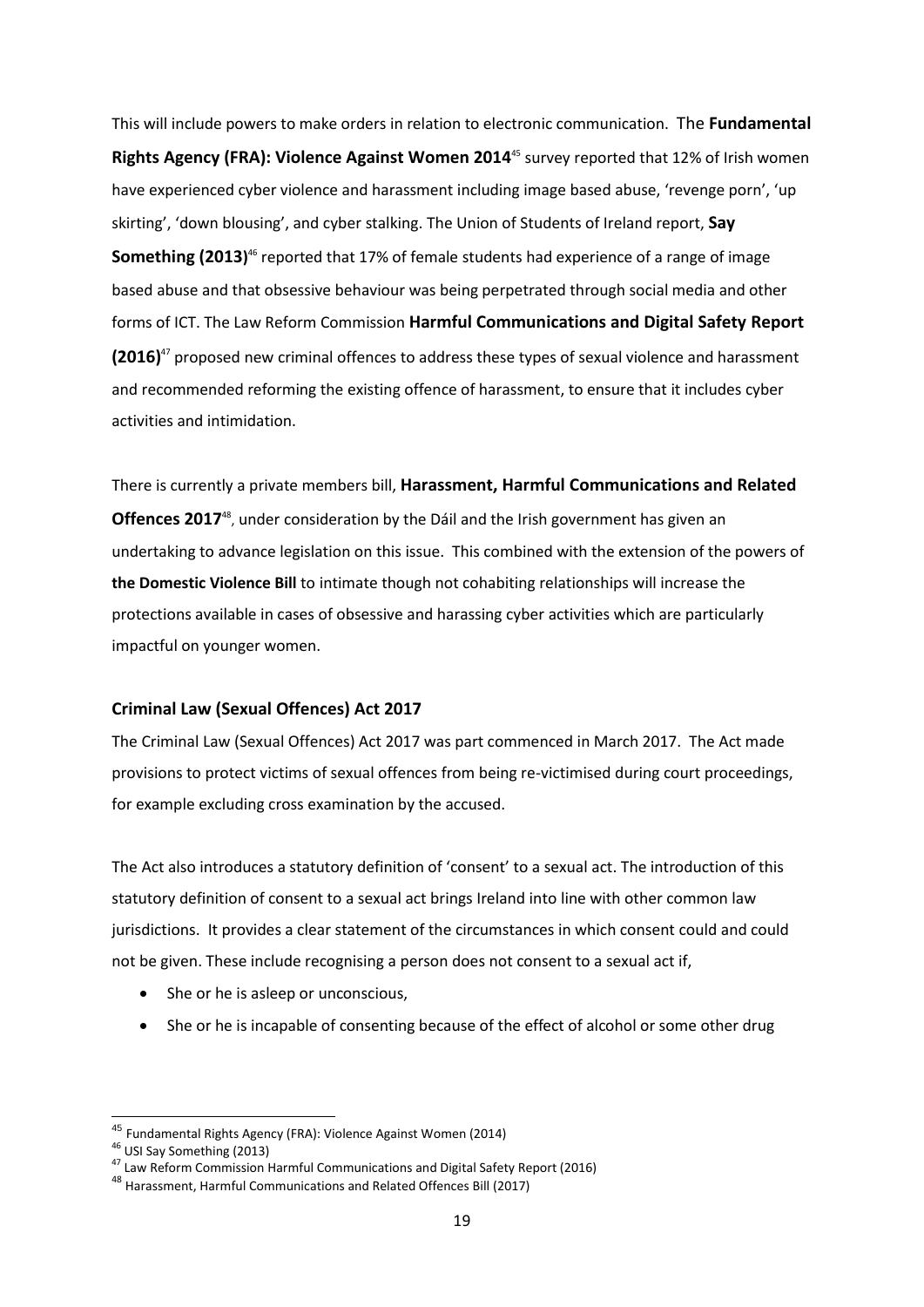This will include powers to make orders in relation to electronic communication. The **Fundamental Rights Agency (FRA): Violence Against Women 2014**[45] survey reported that 12% of Irish women have experienced cyber violence and harassment including image based abuse, 'revenge porn', 'up skirting', 'down blousing', and cyber stalking. The Union of Students of Ireland report, **Say Something (2013)**[46] reported that 17% of female students had experience of a range of image based abuse and that obsessive behaviour was being perpetrated through social media and other forms of ICT. The Law Reform Commission **Harmful Communications and Digital Safety Report (2016)**[47] proposed new criminal offences to address these types of sexual violence and harassment and recommended reforming the existing offence of harassment, to ensure that it includes cyber activities and intimidation.

There is currently a private members bill, **Harassment, Harmful Communications and Related Offences 2017**[48], under consideration by the Dáil and the Irish government has given an undertaking to advance legislation on this issue. This combined with the extension of the powers of **the Domestic Violence Bill** to intimate though not cohabiting relationships will increase the protections available in cases of obsessive and harassing cyber activities which are particularly impactful on younger women.

### Criminal Law (Sexual Offences) Act 2017

The Criminal Law (Sexual Offences) Act 2017 was part commenced in March 2017. The Act made provisions to protect victims of sexual offences from being re-victimised during court proceedings, for example excluding cross examination by the accused.

The Act also introduces a statutory definition of 'consent' to a sexual act. The introduction of this statutory definition of consent to a sexual act brings Ireland into line with other common law jurisdictions. It provides a clear statement of the circumstances in which consent could and could not be given. These include recognising a person does not consent to a sexual act if,

- She or he is asleep or unconscious,
- She or he is incapable of consenting because of the effect of alcohol or some other drug

---

[45] Fundamental Rights Agency (FRA): Violence Against Women (2014)

[46] USI Say Something (2013)

[47] Law Reform Commission Harmful Communications and Digital Safety Report (2016)

[48] Harassment, Harmful Communications and Related Offences Bill (2017)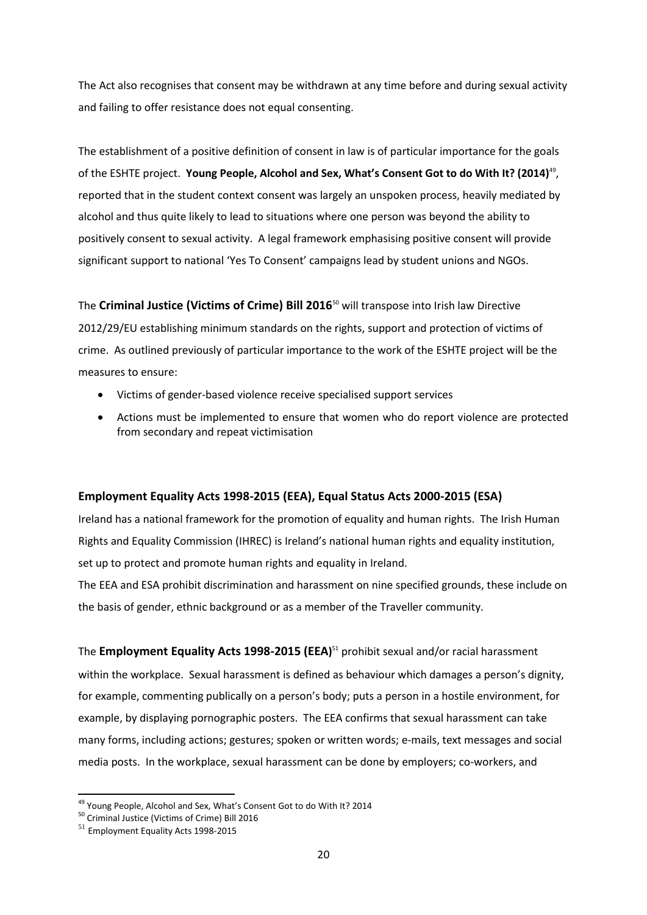The Act also recognises that consent may be withdrawn at any time before and during sexual activity and failing to offer resistance does not equal consenting.

The establishment of a positive definition of consent in law is of particular importance for the goals of the ESHTE project. **Young People, Alcohol and Sex, What's Consent Got to do With It? (2014)**[49], reported that in the student context consent was largely an unspoken process, heavily mediated by alcohol and thus quite likely to lead to situations where one person was beyond the ability to positively consent to sexual activity. A legal framework emphasising positive consent will provide significant support to national 'Yes To Consent' campaigns lead by student unions and NGOs.

The **Criminal Justice (Victims of Crime) Bill 2016**[50] will transpose into Irish law Directive 2012/29/EU establishing minimum standards on the rights, support and protection of victims of crime. As outlined previously of particular importance to the work of the ESHTE project will be the measures to ensure:

- Victims of gender-based violence receive specialised support services
- Actions must be implemented to ensure that women who do report violence are protected from secondary and repeat victimisation

### Employment Equality Acts 1998-2015 (EEA), Equal Status Acts 2000-2015 (ESA)

Ireland has a national framework for the promotion of equality and human rights. The Irish Human Rights and Equality Commission (IHREC) is Ireland's national human rights and equality institution, set up to protect and promote human rights and equality in Ireland.

The EEA and ESA prohibit discrimination and harassment on nine specified grounds, these include on the basis of gender, ethnic background or as a member of the Traveller community.

The **Employment Equality Acts 1998-2015 (EEA)**[51] prohibit sexual and/or racial harassment within the workplace. Sexual harassment is defined as behaviour which damages a person's dignity, for example, commenting publically on a person's body; puts a person in a hostile environment, for example, by displaying pornographic posters. The EEA confirms that sexual harassment can take many forms, including actions; gestures; spoken or written words; e-mails, text messages and social media posts. In the workplace, sexual harassment can be done by employers; co-workers, and

---

[49] Young People, Alcohol and Sex, What's Consent Got to do With It? 2014

[50] Criminal Justice (Victims of Crime) Bill 2016

[51] Employment Equality Acts 1998-2015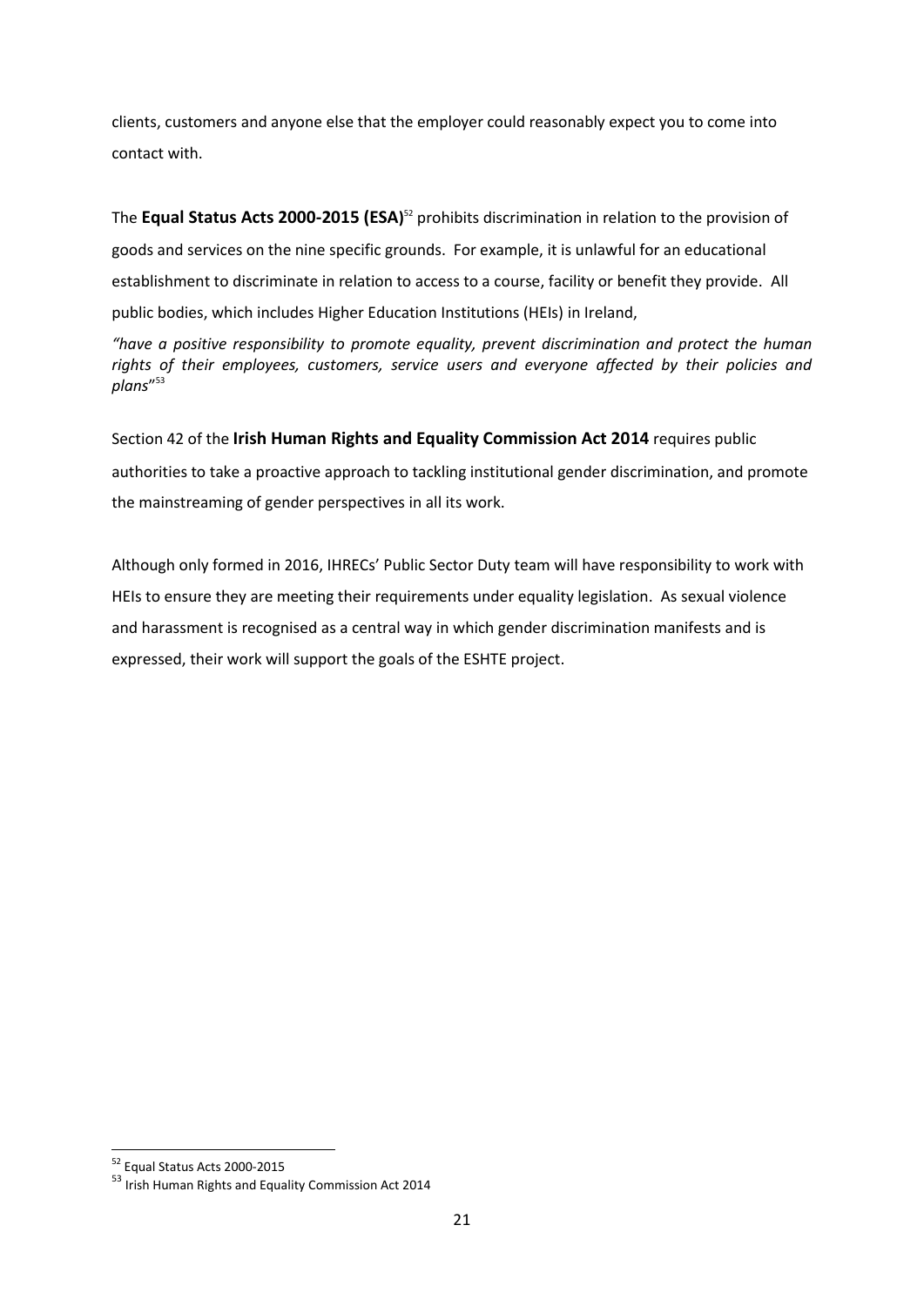clients, customers and anyone else that the employer could reasonably expect you to come into contact with.

The **Equal Status Acts 2000-2015 (ESA)**[52] prohibits discrimination in relation to the provision of goods and services on the nine specific grounds. For example, it is unlawful for an educational establishment to discriminate in relation to access to a course, facility or benefit they provide. All public bodies, which includes Higher Education Institutions (HEIs) in Ireland,

*"have a positive responsibility to promote equality, prevent discrimination and protect the human rights of their employees, customers, service users and everyone affected by their policies and plans"*[53]

Section 42 of the **Irish Human Rights and Equality Commission Act 2014** requires public authorities to take a proactive approach to tackling institutional gender discrimination, and promote the mainstreaming of gender perspectives in all its work.

Although only formed in 2016, IHRECs' Public Sector Duty team will have responsibility to work with HEIs to ensure they are meeting their requirements under equality legislation. As sexual violence and harassment is recognised as a central way in which gender discrimination manifests and is expressed, their work will support the goals of the ESHTE project.

---

[52] Equal Status Acts 2000-2015

[53] Irish Human Rights and Equality Commission Act 2014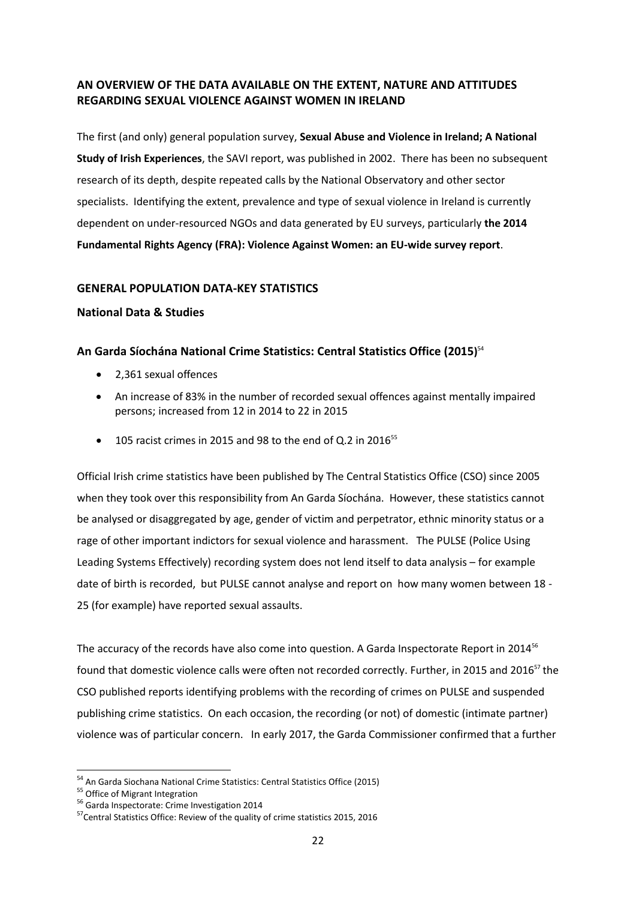**AN OVERVIEW OF THE DATA AVAILABLE ON THE EXTENT, NATURE AND ATTITUDES REGARDING SEXUAL VIOLENCE AGAINST WOMEN IN IRELAND**

The first (and only) general population survey, **Sexual Abuse and Violence in Ireland; A National Study of Irish Experiences**, the SAVI report, was published in 2002. There has been no subsequent research of its depth, despite repeated calls by the National Observatory and other sector specialists. Identifying the extent, prevalence and type of sexual violence in Ireland is currently dependent on under-resourced NGOs and data generated by EU surveys, particularly **the 2014 Fundamental Rights Agency (FRA): Violence Against Women: an EU-wide survey report**.

**GENERAL POPULATION DATA-KEY STATISTICS**

**National Data & Studies**

**An Garda Síochána National Crime Statistics: Central Statistics Office (2015)**[54]

- 2,361 sexual offences
- An increase of 83% in the number of recorded sexual offences against mentally impaired persons; increased from 12 in 2014 to 22 in 2015
- 105 racist crimes in 2015 and 98 to the end of Q.2 in 2016[55]

Official Irish crime statistics have been published by The Central Statistics Office (CSO) since 2005 when they took over this responsibility from An Garda Síochána. However, these statistics cannot be analysed or disaggregated by age, gender of victim and perpetrator, ethnic minority status or a rage of other important indictors for sexual violence and harassment. The PULSE (Police Using Leading Systems Effectively) recording system does not lend itself to data analysis – for example date of birth is recorded, but PULSE cannot analyse and report on how many women between 18 - 25 (for example) have reported sexual assaults.

The accuracy of the records have also come into question. A Garda Inspectorate Report in 2014[56] found that domestic violence calls were often not recorded correctly. Further, in 2015 and 2016[57] the CSO published reports identifying problems with the recording of crimes on PULSE and suspended publishing crime statistics. On each occasion, the recording (or not) of domestic (intimate partner) violence was of particular concern. In early 2017, the Garda Commissioner confirmed that a further

[54] An Garda Siochana National Crime Statistics: Central Statistics Office (2015)
[55] Office of Migrant Integration
[56] Garda Inspectorate: Crime Investigation 2014
[57] Central Statistics Office: Review of the quality of crime statistics 2015, 2016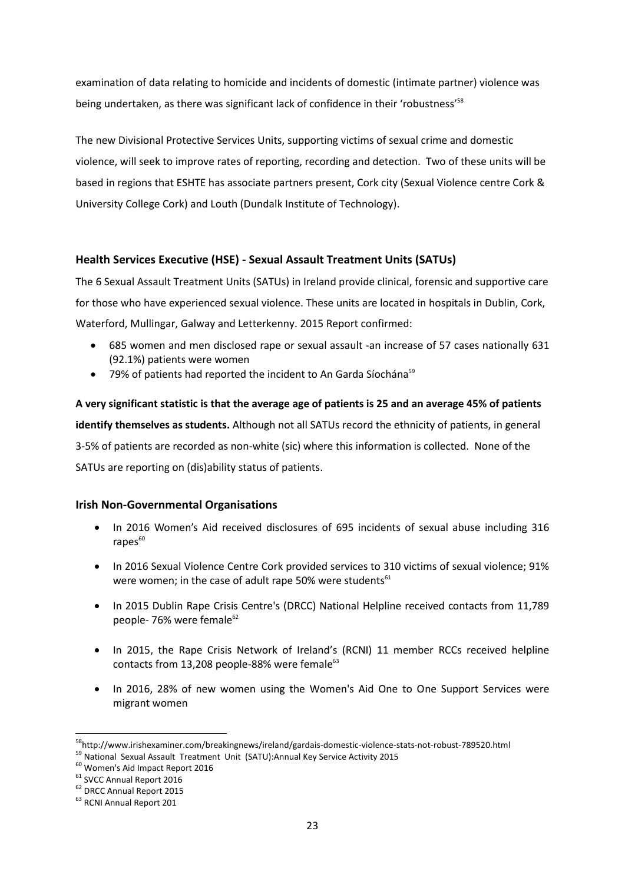examination of data relating to homicide and incidents of domestic (intimate partner) violence was being undertaken, as there was significant lack of confidence in their 'robustness'[58]

The new Divisional Protective Services Units, supporting victims of sexual crime and domestic violence, will seek to improve rates of reporting, recording and detection. Two of these units will be based in regions that ESHTE has associate partners present, Cork city (Sexual Violence centre Cork & University College Cork) and Louth (Dundalk Institute of Technology).

### Health Services Executive (HSE) - Sexual Assault Treatment Units (SATUs)

The 6 Sexual Assault Treatment Units (SATUs) in Ireland provide clinical, forensic and supportive care for those who have experienced sexual violence. These units are located in hospitals in Dublin, Cork, Waterford, Mullingar, Galway and Letterkenny. 2015 Report confirmed:

- 685 women and men disclosed rape or sexual assault -an increase of 57 cases nationally 631 (92.1%) patients were women
- 79% of patients had reported the incident to An Garda Síochána[59]

**A very significant statistic is that the average age of patients is 25 and an average 45% of patients identify themselves as students.** Although not all SATUs record the ethnicity of patients, in general 3-5% of patients are recorded as non-white (sic) where this information is collected. None of the SATUs are reporting on (dis)ability status of patients.

### Irish Non-Governmental Organisations

- In 2016 Women's Aid received disclosures of 695 incidents of sexual abuse including 316 rapes[60]
- In 2016 Sexual Violence Centre Cork provided services to 310 victims of sexual violence; 91% were women; in the case of adult rape 50% were students[61]
- In 2015 Dublin Rape Crisis Centre's (DRCC) National Helpline received contacts from 11,789 people- 76% were female[62]
- In 2015, the Rape Crisis Network of Ireland's (RCNI) 11 member RCCs received helpline contacts from 13,208 people-88% were female[63]
- In 2016, 28% of new women using the Women's Aid One to One Support Services were migrant women

[58] http://www.irishexaminer.com/breakingnews/ireland/gardais-domestic-violence-stats-not-robust-789520.html
[59] National Sexual Assault Treatment Unit (SATU):Annual Key Service Activity 2015
[60] Women's Aid Impact Report 2016
[61] SVCC Annual Report 2016
[62] DRCC Annual Report 2015
[63] RCNI Annual Report 201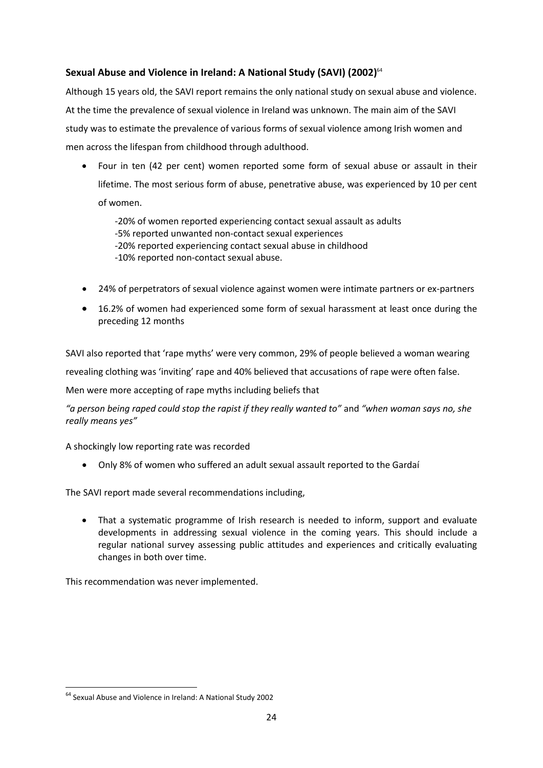### Sexual Abuse and Violence in Ireland: A National Study (SAVI) (2002)[64]

Although 15 years old, the SAVI report remains the only national study on sexual abuse and violence. At the time the prevalence of sexual violence in Ireland was unknown. The main aim of the SAVI study was to estimate the prevalence of various forms of sexual violence among Irish women and men across the lifespan from childhood through adulthood.

- Four in ten (42 per cent) women reported some form of sexual abuse or assault in their lifetime. The most serious form of abuse, penetrative abuse, was experienced by 10 per cent of women.

  -20% of women reported experiencing contact sexual assault as adults
  -5% reported unwanted non-contact sexual experiences
  -20% reported experiencing contact sexual abuse in childhood
  -10% reported non-contact sexual abuse.

- 24% of perpetrators of sexual violence against women were intimate partners or ex-partners
- 16.2% of women had experienced some form of sexual harassment at least once during the preceding 12 months

SAVI also reported that 'rape myths' were very common, 29% of people believed a woman wearing revealing clothing was 'inviting' rape and 40% believed that accusations of rape were often false. Men were more accepting of rape myths including beliefs that

*"a person being raped could stop the rapist if they really wanted to"* and *"when woman says no, she really means yes"*

A shockingly low reporting rate was recorded

- Only 8% of women who suffered an adult sexual assault reported to the Gardaí

The SAVI report made several recommendations including,

- That a systematic programme of Irish research is needed to inform, support and evaluate developments in addressing sexual violence in the coming years. This should include a regular national survey assessing public attitudes and experiences and critically evaluating changes in both over time.

This recommendation was never implemented.

[64] Sexual Abuse and Violence in Ireland: A National Study 2002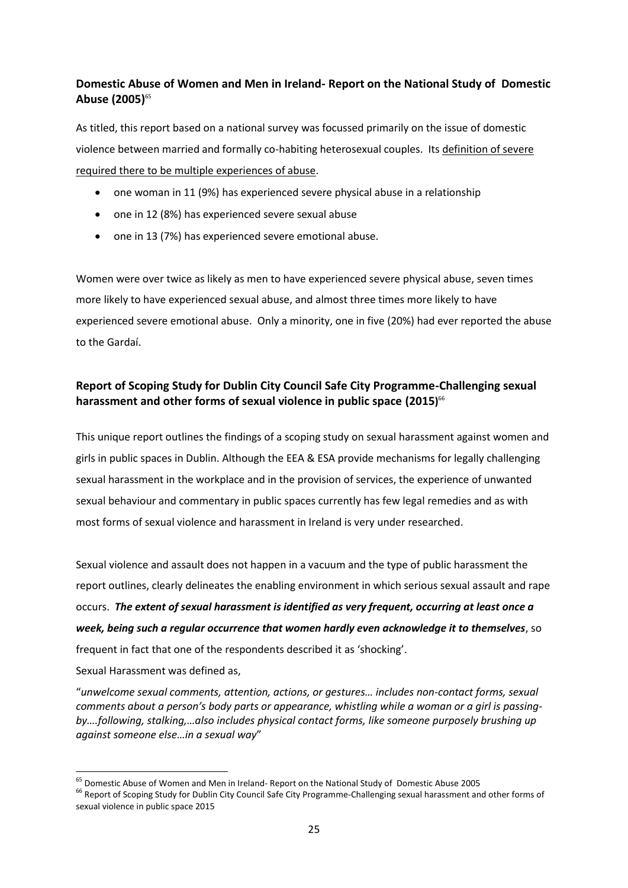### Domestic Abuse of Women and Men in Ireland- Report on the National Study of Domestic Abuse (2005)[65]

As titled, this report based on a national survey was focussed primarily on the issue of domestic violence between married and formally co-habiting heterosexual couples. Its <u>definition of severe required there to be multiple experiences of abuse</u>.

- one woman in 11 (9%) has experienced severe physical abuse in a relationship
- one in 12 (8%) has experienced severe sexual abuse
- one in 13 (7%) has experienced severe emotional abuse.

Women were over twice as likely as men to have experienced severe physical abuse, seven times more likely to have experienced sexual abuse, and almost three times more likely to have experienced severe emotional abuse. Only a minority, one in five (20%) had ever reported the abuse to the Gardaí.

### Report of Scoping Study for Dublin City Council Safe City Programme-Challenging sexual harassment and other forms of sexual violence in public space (2015)[66]

This unique report outlines the findings of a scoping study on sexual harassment against women and girls in public spaces in Dublin. Although the EEA & ESA provide mechanisms for legally challenging sexual harassment in the workplace and in the provision of services, the experience of unwanted sexual behaviour and commentary in public spaces currently has few legal remedies and as with most forms of sexual violence and harassment in Ireland is very under researched.

Sexual violence and assault does not happen in a vacuum and the type of public harassment the report outlines, clearly delineates the enabling environment in which serious sexual assault and rape occurs. ***The extent of sexual harassment is identified as very frequent, occurring at least once a week, being such a regular occurrence that women hardly even acknowledge it to themselves***, so frequent in fact that one of the respondents described it as 'shocking'.

Sexual Harassment was defined as,

"*unwelcome sexual comments, attention, actions, or gestures… includes non-contact forms, sexual comments about a person's body parts or appearance, whistling while a woman or a girl is passing-by….following, stalking,…also includes physical contact forms, like someone purposely brushing up against someone else…in a sexual way*"

---

[65] Domestic Abuse of Women and Men in Ireland- Report on the National Study of Domestic Abuse 2005

[66] Report of Scoping Study for Dublin City Council Safe City Programme-Challenging sexual harassment and other forms of sexual violence in public space 2015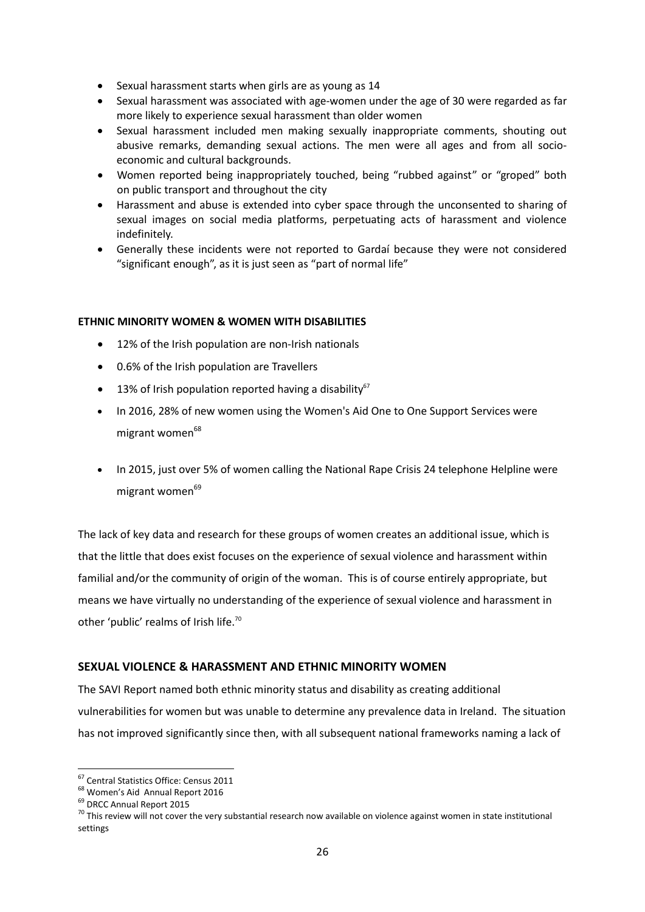- Sexual harassment starts when girls are as young as 14
- Sexual harassment was associated with age-women under the age of 30 were regarded as far more likely to experience sexual harassment than older women
- Sexual harassment included men making sexually inappropriate comments, shouting out abusive remarks, demanding sexual actions. The men were all ages and from all socio-economic and cultural backgrounds.
- Women reported being inappropriately touched, being "rubbed against" or "groped" both on public transport and throughout the city
- Harassment and abuse is extended into cyber space through the unconsented to sharing of sexual images on social media platforms, perpetuating acts of harassment and violence indefinitely.
- Generally these incidents were not reported to Gardaí because they were not considered "significant enough", as it is just seen as "part of normal life"

**ETHNIC MINORITY WOMEN & WOMEN WITH DISABILITIES**

- 12% of the Irish population are non-Irish nationals
- 0.6% of the Irish population are Travellers
- 13% of Irish population reported having a disability[67]
- In 2016, 28% of new women using the Women's Aid One to One Support Services were migrant women[68]
- In 2015, just over 5% of women calling the National Rape Crisis 24 telephone Helpline were migrant women[69]

The lack of key data and research for these groups of women creates an additional issue, which is that the little that does exist focuses on the experience of sexual violence and harassment within familial and/or the community of origin of the woman. This is of course entirely appropriate, but means we have virtually no understanding of the experience of sexual violence and harassment in other 'public' realms of Irish life.[70]

## SEXUAL VIOLENCE & HARASSMENT AND ETHNIC MINORITY WOMEN

The SAVI Report named both ethnic minority status and disability as creating additional vulnerabilities for women but was unable to determine any prevalence data in Ireland. The situation has not improved significantly since then, with all subsequent national frameworks naming a lack of

[67] Central Statistics Office: Census 2011
[68] Women's Aid Annual Report 2016
[69] DRCC Annual Report 2015
[70] This review will not cover the very substantial research now available on violence against women in state institutional settings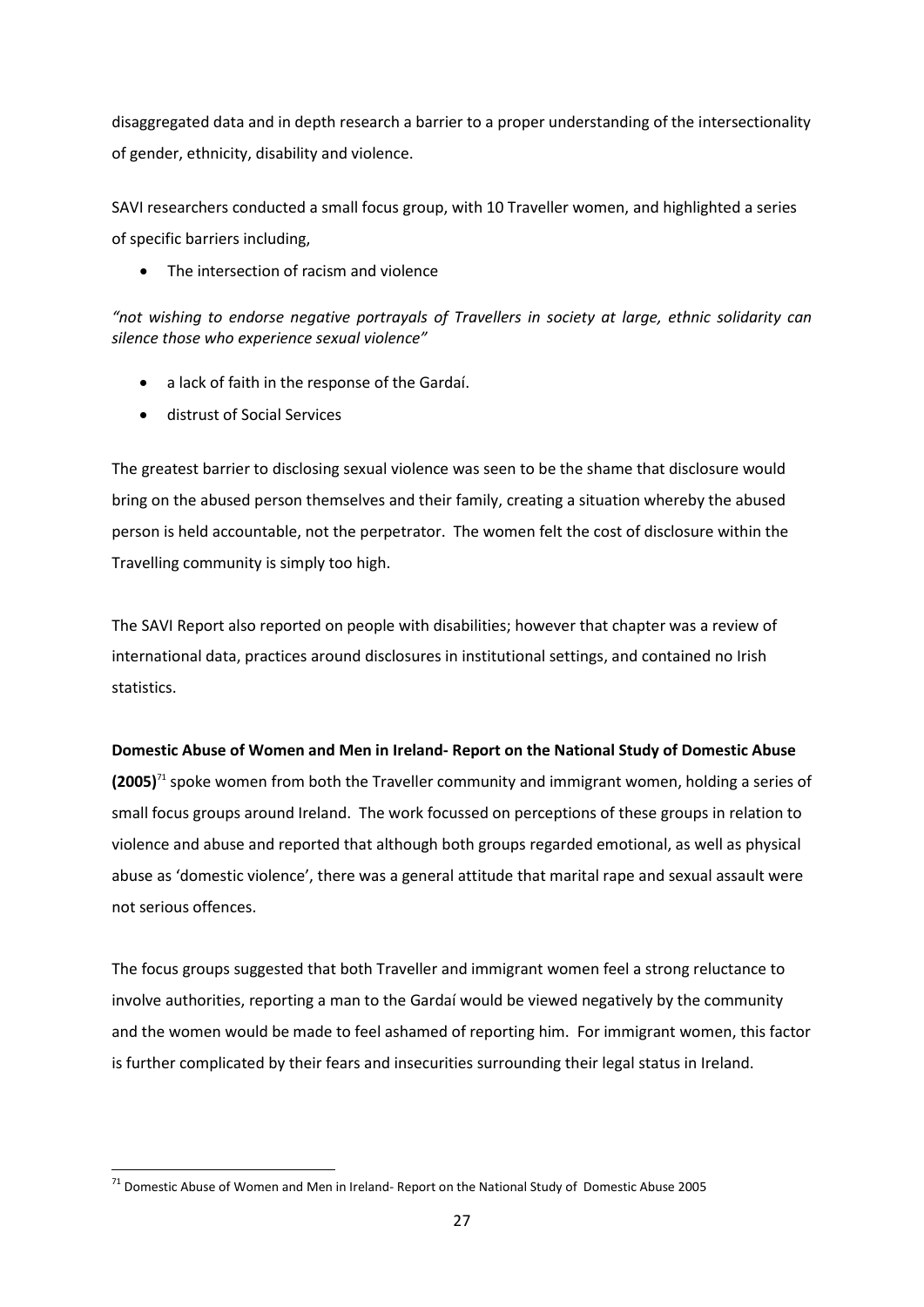disaggregated data and in depth research a barrier to a proper understanding of the intersectionality of gender, ethnicity, disability and violence.

SAVI researchers conducted a small focus group, with 10 Traveller women, and highlighted a series of specific barriers including,

- The intersection of racism and violence

*"not wishing to endorse negative portrayals of Travellers in society at large, ethnic solidarity can silence those who experience sexual violence"*

- a lack of faith in the response of the Gardaí.
- distrust of Social Services

The greatest barrier to disclosing sexual violence was seen to be the shame that disclosure would bring on the abused person themselves and their family, creating a situation whereby the abused person is held accountable, not the perpetrator. The women felt the cost of disclosure within the Travelling community is simply too high.

The SAVI Report also reported on people with disabilities; however that chapter was a review of international data, practices around disclosures in institutional settings, and contained no Irish statistics.

**Domestic Abuse of Women and Men in Ireland- Report on the National Study of Domestic Abuse (2005)**[71] spoke women from both the Traveller community and immigrant women, holding a series of small focus groups around Ireland. The work focussed on perceptions of these groups in relation to violence and abuse and reported that although both groups regarded emotional, as well as physical abuse as 'domestic violence', there was a general attitude that marital rape and sexual assault were not serious offences.

The focus groups suggested that both Traveller and immigrant women feel a strong reluctance to involve authorities, reporting a man to the Gardaí would be viewed negatively by the community and the women would be made to feel ashamed of reporting him. For immigrant women, this factor is further complicated by their fears and insecurities surrounding their legal status in Ireland.

[71] Domestic Abuse of Women and Men in Ireland- Report on the National Study of Domestic Abuse 2005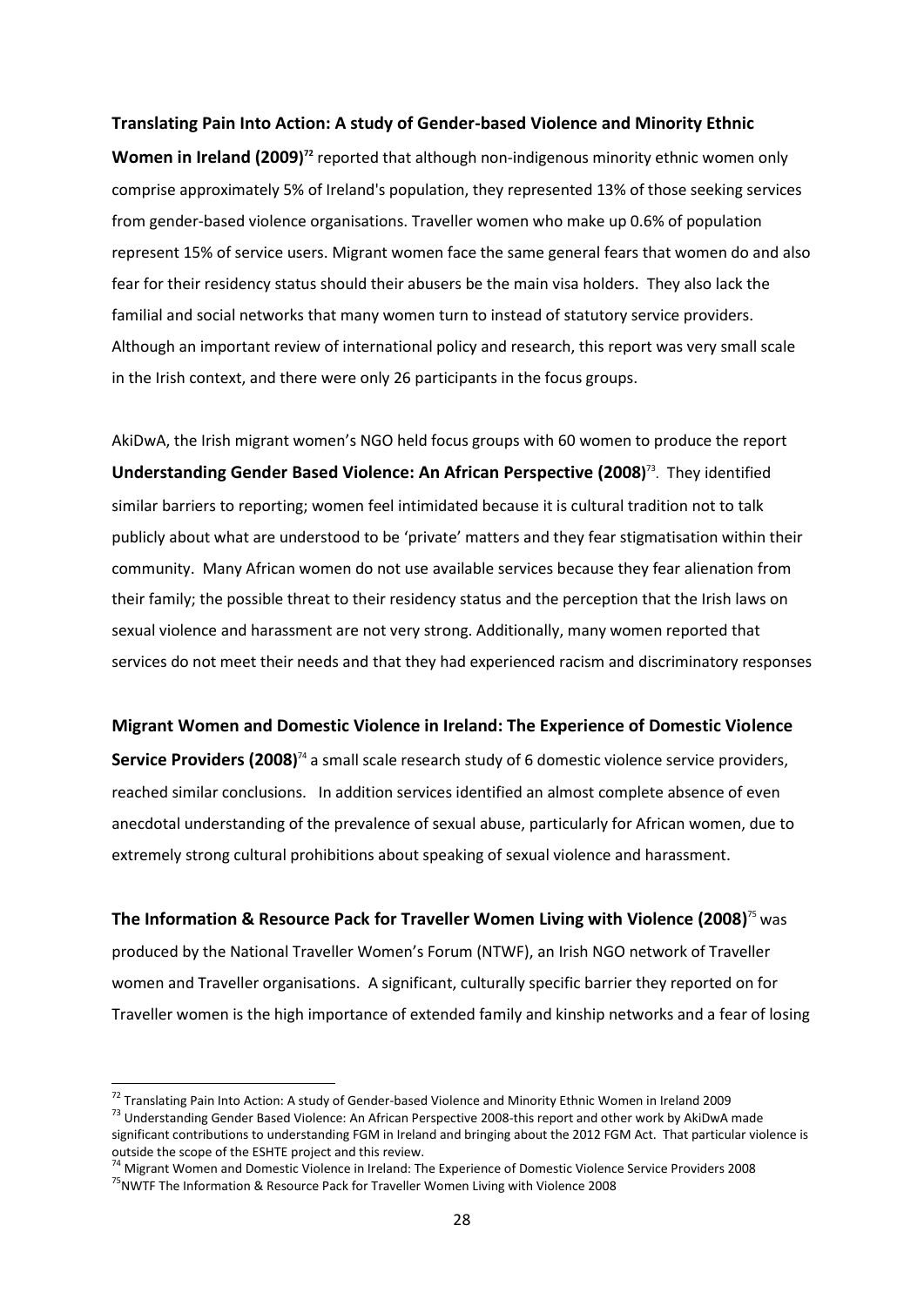**Translating Pain Into Action: A study of Gender-based Violence and Minority Ethnic Women in Ireland (2009)**[72] reported that although non-indigenous minority ethnic women only comprise approximately 5% of Ireland's population, they represented 13% of those seeking services from gender-based violence organisations. Traveller women who make up 0.6% of population represent 15% of service users. Migrant women face the same general fears that women do and also fear for their residency status should their abusers be the main visa holders. They also lack the familial and social networks that many women turn to instead of statutory service providers. Although an important review of international policy and research, this report was very small scale in the Irish context, and there were only 26 participants in the focus groups.

AkiDwA, the Irish migrant women's NGO held focus groups with 60 women to produce the report **Understanding Gender Based Violence: An African Perspective (2008)**[73]. They identified similar barriers to reporting; women feel intimidated because it is cultural tradition not to talk publicly about what are understood to be 'private' matters and they fear stigmatisation within their community. Many African women do not use available services because they fear alienation from their family; the possible threat to their residency status and the perception that the Irish laws on sexual violence and harassment are not very strong. Additionally, many women reported that services do not meet their needs and that they had experienced racism and discriminatory responses

**Migrant Women and Domestic Violence in Ireland: The Experience of Domestic Violence Service Providers (2008)**[74] a small scale research study of 6 domestic violence service providers, reached similar conclusions. In addition services identified an almost complete absence of even anecdotal understanding of the prevalence of sexual abuse, particularly for African women, due to extremely strong cultural prohibitions about speaking of sexual violence and harassment.

**The Information & Resource Pack for Traveller Women Living with Violence (2008)**[75] was produced by the National Traveller Women's Forum (NTWF), an Irish NGO network of Traveller women and Traveller organisations. A significant, culturally specific barrier they reported on for Traveller women is the high importance of extended family and kinship networks and a fear of losing

---

[72] Translating Pain Into Action: A study of Gender-based Violence and Minority Ethnic Women in Ireland 2009

[73] Understanding Gender Based Violence: An African Perspective 2008-this report and other work by AkiDwA made significant contributions to understanding FGM in Ireland and bringing about the 2012 FGM Act. That particular violence is outside the scope of the ESHTE project and this review.

[74] Migrant Women and Domestic Violence in Ireland: The Experience of Domestic Violence Service Providers 2008

[75] NWTF The Information & Resource Pack for Traveller Women Living with Violence 2008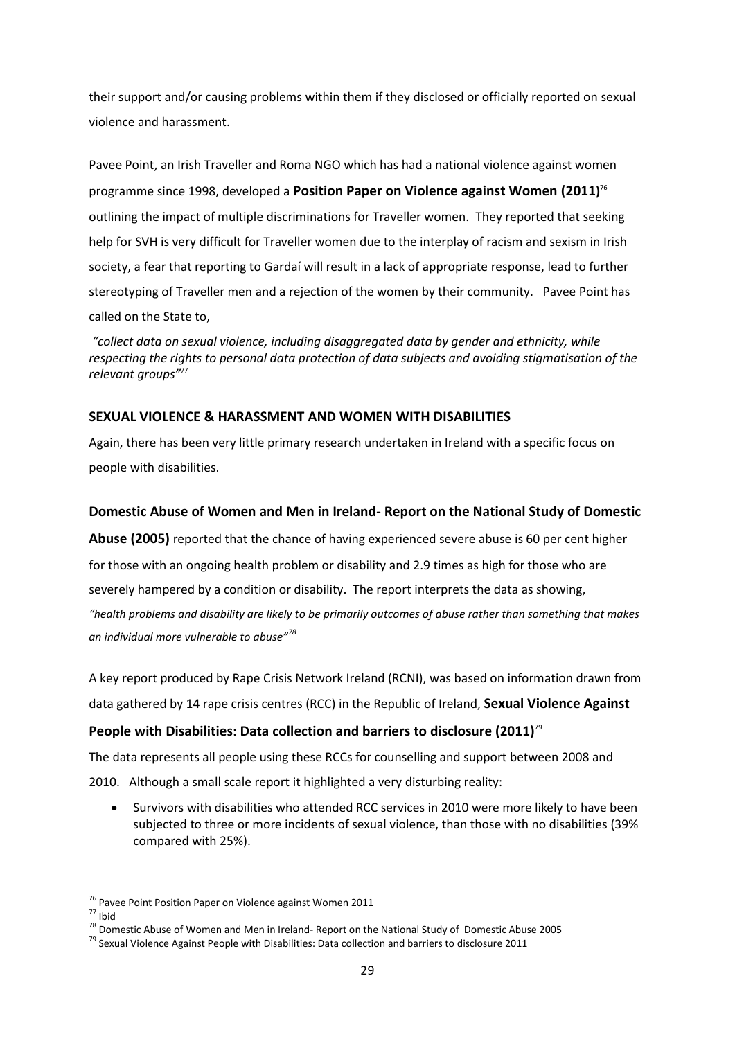their support and/or causing problems within them if they disclosed or officially reported on sexual violence and harassment.

Pavee Point, an Irish Traveller and Roma NGO which has had a national violence against women programme since 1998, developed a **Position Paper on Violence against Women (2011)**[76] outlining the impact of multiple discriminations for Traveller women. They reported that seeking help for SVH is very difficult for Traveller women due to the interplay of racism and sexism in Irish society, a fear that reporting to Gardaí will result in a lack of appropriate response, lead to further stereotyping of Traveller men and a rejection of the women by their community. Pavee Point has called on the State to,

*"collect data on sexual violence, including disaggregated data by gender and ethnicity, while respecting the rights to personal data protection of data subjects and avoiding stigmatisation of the relevant groups"*[77]

**SEXUAL VIOLENCE & HARASSMENT AND WOMEN WITH DISABILITIES**

Again, there has been very little primary research undertaken in Ireland with a specific focus on people with disabilities.

**Domestic Abuse of Women and Men in Ireland- Report on the National Study of Domestic Abuse (2005)** reported that the chance of having experienced severe abuse is 60 per cent higher for those with an ongoing health problem or disability and 2.9 times as high for those who are severely hampered by a condition or disability. The report interprets the data as showing,

*"health problems and disability are likely to be primarily outcomes of abuse rather than something that makes an individual more vulnerable to abuse"*[78]

A key report produced by Rape Crisis Network Ireland (RCNI), was based on information drawn from data gathered by 14 rape crisis centres (RCC) in the Republic of Ireland, **Sexual Violence Against People with Disabilities: Data collection and barriers to disclosure (2011)**[79]

The data represents all people using these RCCs for counselling and support between 2008 and 2010. Although a small scale report it highlighted a very disturbing reality:

- Survivors with disabilities who attended RCC services in 2010 were more likely to have been subjected to three or more incidents of sexual violence, than those with no disabilities (39% compared with 25%).

---

[76] Pavee Point Position Paper on Violence against Women 2011

[77] Ibid

[78] Domestic Abuse of Women and Men in Ireland- Report on the National Study of Domestic Abuse 2005

[79] Sexual Violence Against People with Disabilities: Data collection and barriers to disclosure 2011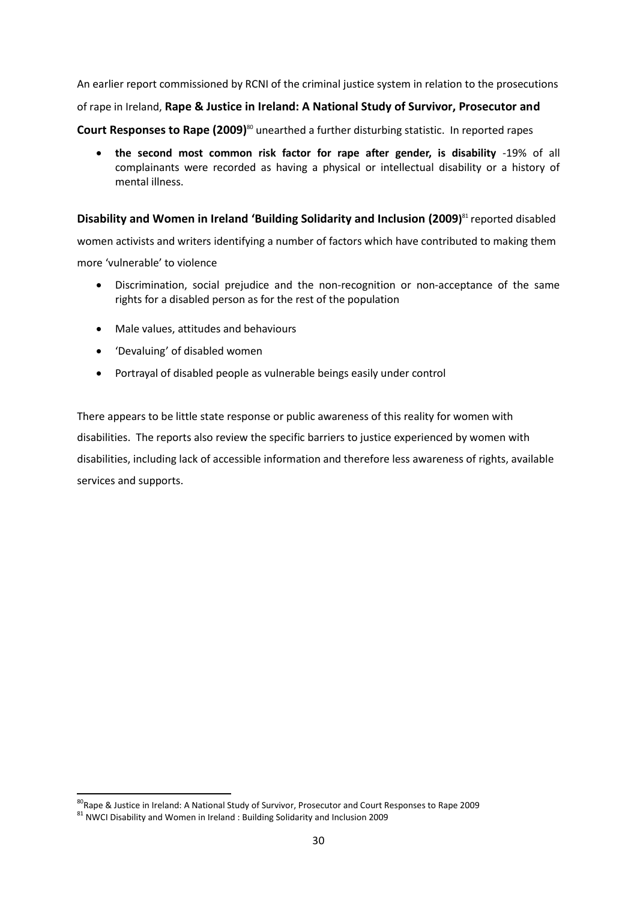An earlier report commissioned by RCNI of the criminal justice system in relation to the prosecutions of rape in Ireland, **Rape & Justice in Ireland: A National Study of Survivor, Prosecutor and Court Responses to Rape (2009)**[80] unearthed a further disturbing statistic. In reported rapes

- **the second most common risk factor for rape after gender, is disability** -19% of all complainants were recorded as having a physical or intellectual disability or a history of mental illness.

**Disability and Women in Ireland 'Building Solidarity and Inclusion (2009)**[81] reported disabled women activists and writers identifying a number of factors which have contributed to making them more 'vulnerable' to violence

- Discrimination, social prejudice and the non-recognition or non-acceptance of the same rights for a disabled person as for the rest of the population
- Male values, attitudes and behaviours
- 'Devaluing' of disabled women
- Portrayal of disabled people as vulnerable beings easily under control

There appears to be little state response or public awareness of this reality for women with disabilities. The reports also review the specific barriers to justice experienced by women with disabilities, including lack of accessible information and therefore less awareness of rights, available services and supports.

---

[80] Rape & Justice in Ireland: A National Study of Survivor, Prosecutor and Court Responses to Rape 2009

[81] NWCI Disability and Women in Ireland : Building Solidarity and Inclusion 2009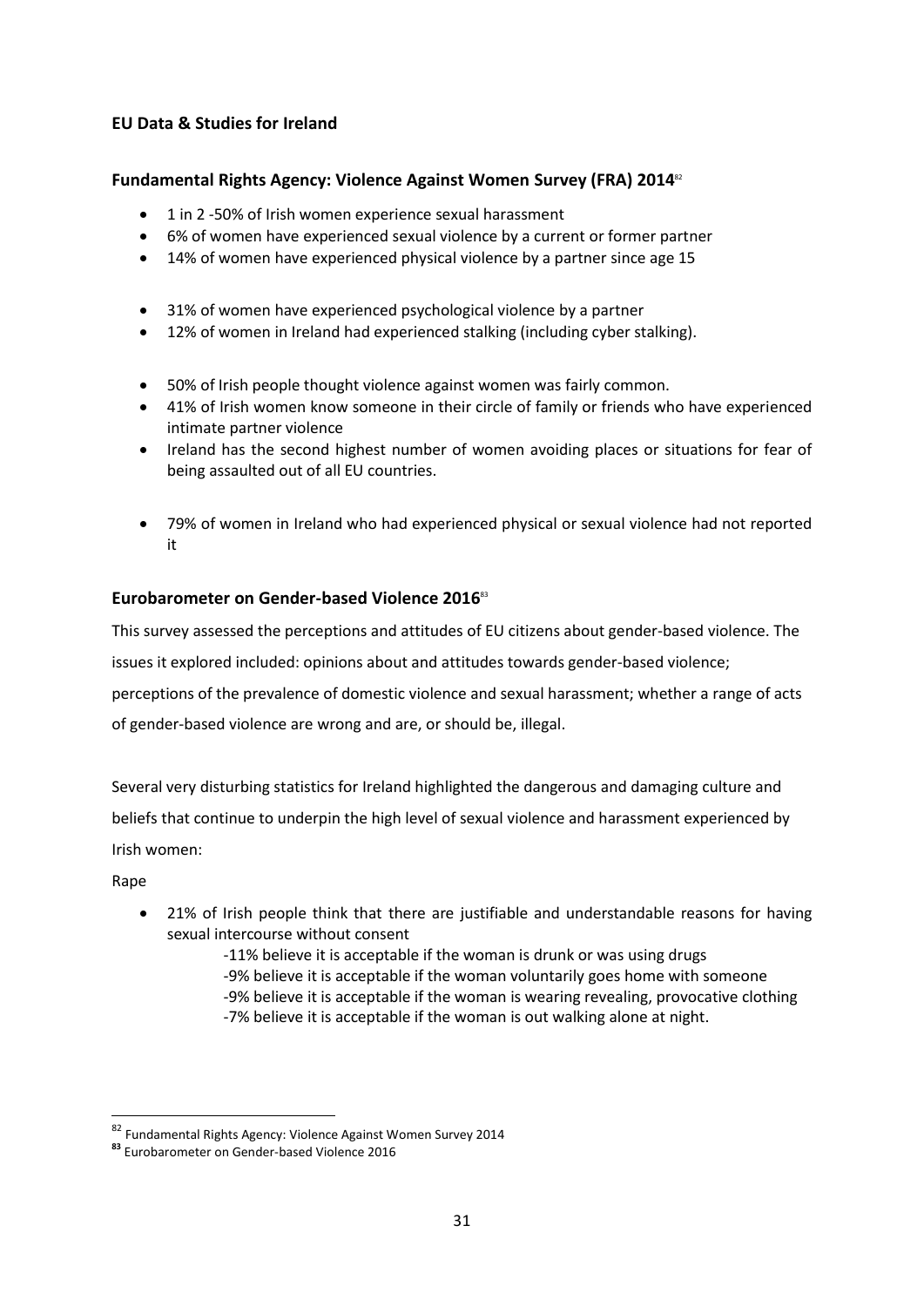## EU Data & Studies for Ireland

### Fundamental Rights Agency: Violence Against Women Survey (FRA) 2014[82]

- 1 in 2 -50% of Irish women experience sexual harassment
- 6% of women have experienced sexual violence by a current or former partner
- 14% of women have experienced physical violence by a partner since age 15

- 31% of women have experienced psychological violence by a partner
- 12% of women in Ireland had experienced stalking (including cyber stalking).

- 50% of Irish people thought violence against women was fairly common.
- 41% of Irish women know someone in their circle of family or friends who have experienced intimate partner violence
- Ireland has the second highest number of women avoiding places or situations for fear of being assaulted out of all EU countries.

- 79% of women in Ireland who had experienced physical or sexual violence had not reported it

### Eurobarometer on Gender-based Violence 2016[83]

This survey assessed the perceptions and attitudes of EU citizens about gender-based violence. The issues it explored included: opinions about and attitudes towards gender-based violence; perceptions of the prevalence of domestic violence and sexual harassment; whether a range of acts of gender-based violence are wrong and are, or should be, illegal.

Several very disturbing statistics for Ireland highlighted the dangerous and damaging culture and beliefs that continue to underpin the high level of sexual violence and harassment experienced by Irish women:

Rape

- 21% of Irish people think that there are justifiable and understandable reasons for having sexual intercourse without consent
  - -11% believe it is acceptable if the woman is drunk or was using drugs
  - -9% believe it is acceptable if the woman voluntarily goes home with someone
  - -9% believe it is acceptable if the woman is wearing revealing, provocative clothing
  - -7% believe it is acceptable if the woman is out walking alone at night.

---

[82] Fundamental Rights Agency: Violence Against Women Survey 2014

[83] Eurobarometer on Gender-based Violence 2016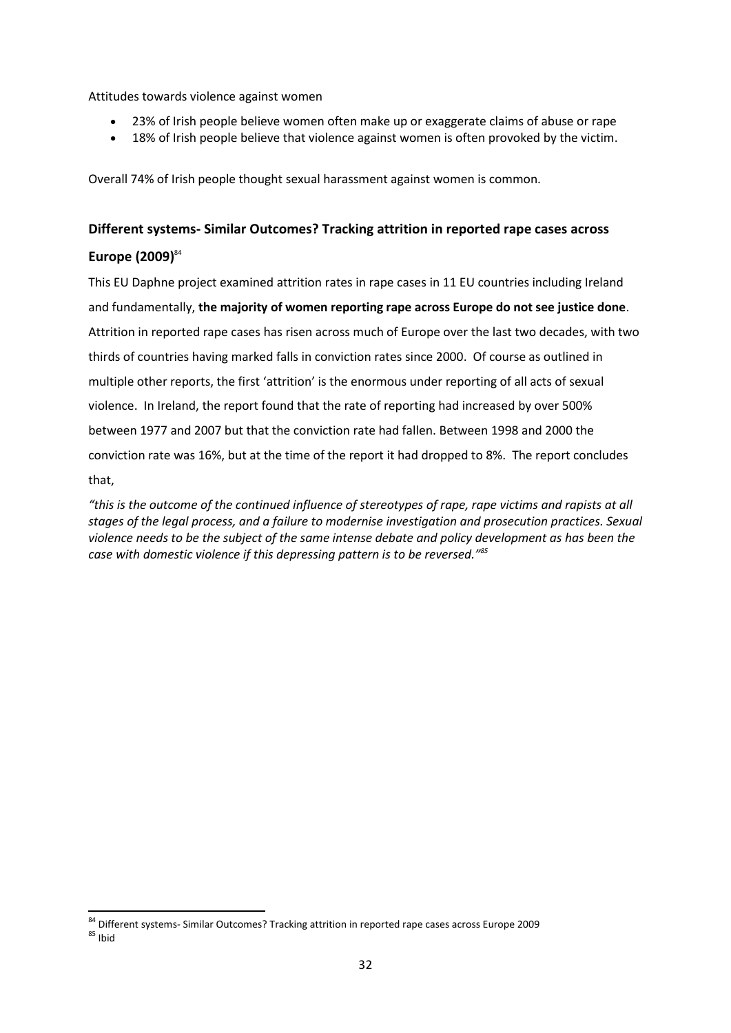Attitudes towards violence against women

- 23% of Irish people believe women often make up or exaggerate claims of abuse or rape
- 18% of Irish people believe that violence against women is often provoked by the victim.

Overall 74% of Irish people thought sexual harassment against women is common.

### Different systems- Similar Outcomes? Tracking attrition in reported rape cases across Europe (2009)[84]

This EU Daphne project examined attrition rates in rape cases in 11 EU countries including Ireland and fundamentally, **the majority of women reporting rape across Europe do not see justice done**. Attrition in reported rape cases has risen across much of Europe over the last two decades, with two thirds of countries having marked falls in conviction rates since 2000. Of course as outlined in multiple other reports, the first 'attrition' is the enormous under reporting of all acts of sexual violence. In Ireland, the report found that the rate of reporting had increased by over 500% between 1977 and 2007 but that the conviction rate had fallen. Between 1998 and 2000 the conviction rate was 16%, but at the time of the report it had dropped to 8%. The report concludes that,

*"this is the outcome of the continued influence of stereotypes of rape, rape victims and rapists at all stages of the legal process, and a failure to modernise investigation and prosecution practices. Sexual violence needs to be the subject of the same intense debate and policy development as has been the case with domestic violence if this depressing pattern is to be reversed."*[85]

---

[84] Different systems- Similar Outcomes? Tracking attrition in reported rape cases across Europe 2009

[85] Ibid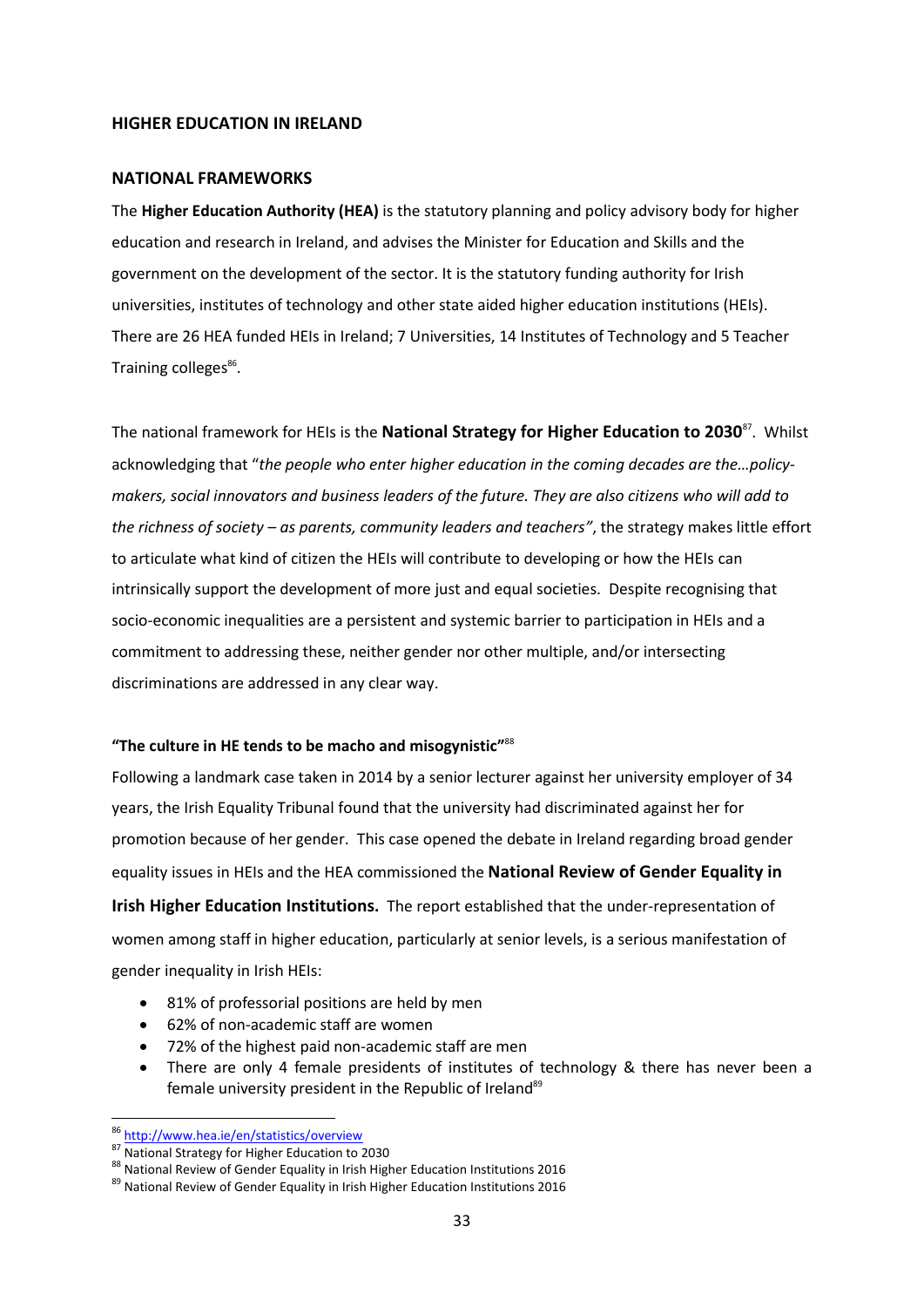## HIGHER EDUCATION IN IRELAND

### NATIONAL FRAMEWORKS

The **Higher Education Authority (HEA)** is the statutory planning and policy advisory body for higher education and research in Ireland, and advises the Minister for Education and Skills and the government on the development of the sector. It is the statutory funding authority for Irish universities, institutes of technology and other state aided higher education institutions (HEIs). There are 26 HEA funded HEIs in Ireland; 7 Universities, 14 Institutes of Technology and 5 Teacher Training colleges[86].

The national framework for HEIs is the **National Strategy for Higher Education to 2030**[87]. Whilst acknowledging that "*the people who enter higher education in the coming decades are the…policy-makers, social innovators and business leaders of the future. They are also citizens who will add to the richness of society – as parents, community leaders and teachers"*, the strategy makes little effort to articulate what kind of citizen the HEIs will contribute to developing or how the HEIs can intrinsically support the development of more just and equal societies. Despite recognising that socio-economic inequalities are a persistent and systemic barrier to participation in HEIs and a commitment to addressing these, neither gender nor other multiple, and/or intersecting discriminations are addressed in any clear way.

#### "The culture in HE tends to be macho and misogynistic"[88]

Following a landmark case taken in 2014 by a senior lecturer against her university employer of 34 years, the Irish Equality Tribunal found that the university had discriminated against her for promotion because of her gender. This case opened the debate in Ireland regarding broad gender equality issues in HEIs and the HEA commissioned the **National Review of Gender Equality in Irish Higher Education Institutions.** The report established that the under-representation of women among staff in higher education, particularly at senior levels, is a serious manifestation of gender inequality in Irish HEIs:

- 81% of professorial positions are held by men
- 62% of non-academic staff are women
- 72% of the highest paid non-academic staff are men
- There are only 4 female presidents of institutes of technology & there has never been a female university president in the Republic of Ireland[89]

---

[86] http://www.hea.ie/en/statistics/overview
[87] National Strategy for Higher Education to 2030
[88] National Review of Gender Equality in Irish Higher Education Institutions 2016
[89] National Review of Gender Equality in Irish Higher Education Institutions 2016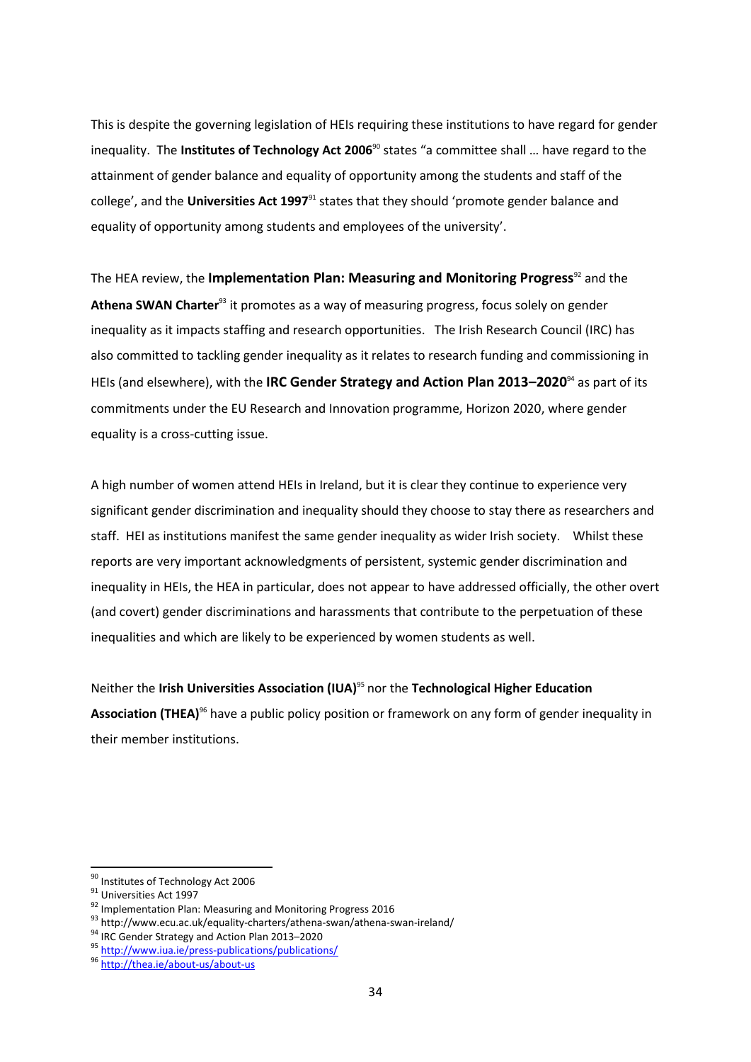This is despite the governing legislation of HEIs requiring these institutions to have regard for gender inequality. The **Institutes of Technology Act 2006**[90] states "a committee shall … have regard to the attainment of gender balance and equality of opportunity among the students and staff of the college', and the **Universities Act 1997**[91] states that they should 'promote gender balance and equality of opportunity among students and employees of the university'.

The HEA review, the **Implementation Plan: Measuring and Monitoring Progress**[92] and the **Athena SWAN Charter**[93] it promotes as a way of measuring progress, focus solely on gender inequality as it impacts staffing and research opportunities. The Irish Research Council (IRC) has also committed to tackling gender inequality as it relates to research funding and commissioning in HEIs (and elsewhere), with the **IRC Gender Strategy and Action Plan 2013–2020**[94] as part of its commitments under the EU Research and Innovation programme, Horizon 2020, where gender equality is a cross-cutting issue.

A high number of women attend HEIs in Ireland, but it is clear they continue to experience very significant gender discrimination and inequality should they choose to stay there as researchers and staff. HEI as institutions manifest the same gender inequality as wider Irish society. Whilst these reports are very important acknowledgments of persistent, systemic gender discrimination and inequality in HEIs, the HEA in particular, does not appear to have addressed officially, the other overt (and covert) gender discriminations and harassments that contribute to the perpetuation of these inequalities and which are likely to be experienced by women students as well.

Neither the **Irish Universities Association (IUA)**[95] nor the **Technological Higher Education Association (THEA)**[96] have a public policy position or framework on any form of gender inequality in their member institutions.

---

[90] Institutes of Technology Act 2006
[91] Universities Act 1997
[92] Implementation Plan: Measuring and Monitoring Progress 2016
[93] http://www.ecu.ac.uk/equality-charters/athena-swan/athena-swan-ireland/
[94] IRC Gender Strategy and Action Plan 2013–2020
[95] http://www.iua.ie/press-publications/publications/
[96] http://thea.ie/about-us/about-us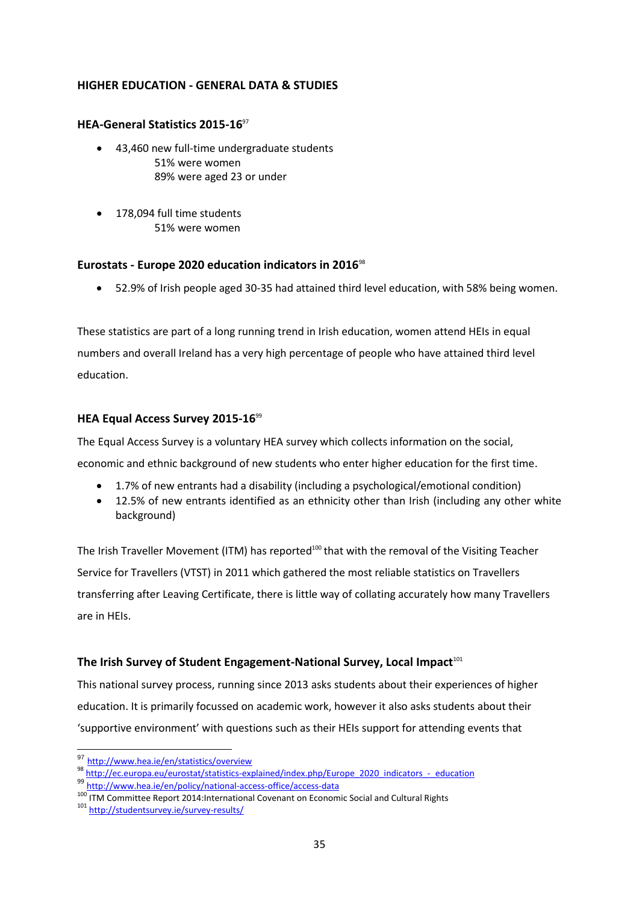## HIGHER EDUCATION - GENERAL DATA & STUDIES

### HEA-General Statistics 2015-16[97]

- 43,460 new full-time undergraduate students
  - 51% were women
  - 89% were aged 23 or under
- 178,094 full time students
  - 51% were women

### Eurostats - Europe 2020 education indicators in 2016[98]

- 52.9% of Irish people aged 30-35 had attained third level education, with 58% being women.

These statistics are part of a long running trend in Irish education, women attend HEIs in equal numbers and overall Ireland has a very high percentage of people who have attained third level education.

### HEA Equal Access Survey 2015-16[99]

The Equal Access Survey is a voluntary HEA survey which collects information on the social, economic and ethnic background of new students who enter higher education for the first time.

- 1.7% of new entrants had a disability (including a psychological/emotional condition)
- 12.5% of new entrants identified as an ethnicity other than Irish (including any other white background)

The Irish Traveller Movement (ITM) has reported[100] that with the removal of the Visiting Teacher Service for Travellers (VTST) in 2011 which gathered the most reliable statistics on Travellers transferring after Leaving Certificate, there is little way of collating accurately how many Travellers are in HEIs.

### The Irish Survey of Student Engagement-National Survey, Local Impact[101]

This national survey process, running since 2013 asks students about their experiences of higher education. It is primarily focussed on academic work, however it also asks students about their 'supportive environment' with questions such as their HEIs support for attending events that

---

[97] http://www.hea.ie/en/statistics/overview

[98] http://ec.europa.eu/eurostat/statistics-explained/index.php/Europe_2020_indicators_-_education

[99] http://www.hea.ie/en/policy/national-access-office/access-data

[100] ITM Committee Report 2014:International Covenant on Economic Social and Cultural Rights

[101] http://studentsurvey.ie/survey-results/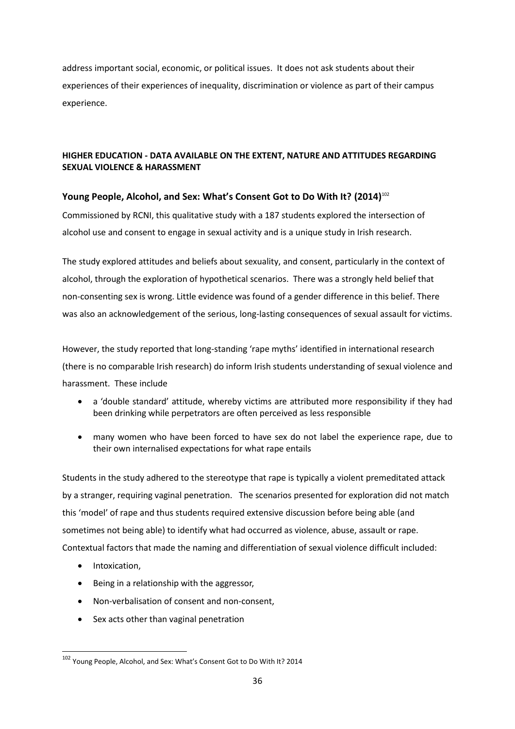address important social, economic, or political issues. It does not ask students about their experiences of their experiences of inequality, discrimination or violence as part of their campus experience.

**HIGHER EDUCATION - DATA AVAILABLE ON THE EXTENT, NATURE AND ATTITUDES REGARDING SEXUAL VIOLENCE & HARASSMENT**

### Young People, Alcohol, and Sex: What's Consent Got to Do With It? (2014)[102]

Commissioned by RCNI, this qualitative study with a 187 students explored the intersection of alcohol use and consent to engage in sexual activity and is a unique study in Irish research.

The study explored attitudes and beliefs about sexuality, and consent, particularly in the context of alcohol, through the exploration of hypothetical scenarios. There was a strongly held belief that non-consenting sex is wrong. Little evidence was found of a gender difference in this belief. There was also an acknowledgement of the serious, long-lasting consequences of sexual assault for victims.

However, the study reported that long-standing 'rape myths' identified in international research (there is no comparable Irish research) do inform Irish students understanding of sexual violence and harassment. These include

- a 'double standard' attitude, whereby victims are attributed more responsibility if they had been drinking while perpetrators are often perceived as less responsible
- many women who have been forced to have sex do not label the experience rape, due to their own internalised expectations for what rape entails

Students in the study adhered to the stereotype that rape is typically a violent premeditated attack by a stranger, requiring vaginal penetration. The scenarios presented for exploration did not match this 'model' of rape and thus students required extensive discussion before being able (and sometimes not being able) to identify what had occurred as violence, abuse, assault or rape. Contextual factors that made the naming and differentiation of sexual violence difficult included:

- Intoxication,
- Being in a relationship with the aggressor,
- Non-verbalisation of consent and non-consent,
- Sex acts other than vaginal penetration

[102] Young People, Alcohol, and Sex: What's Consent Got to Do With It? 2014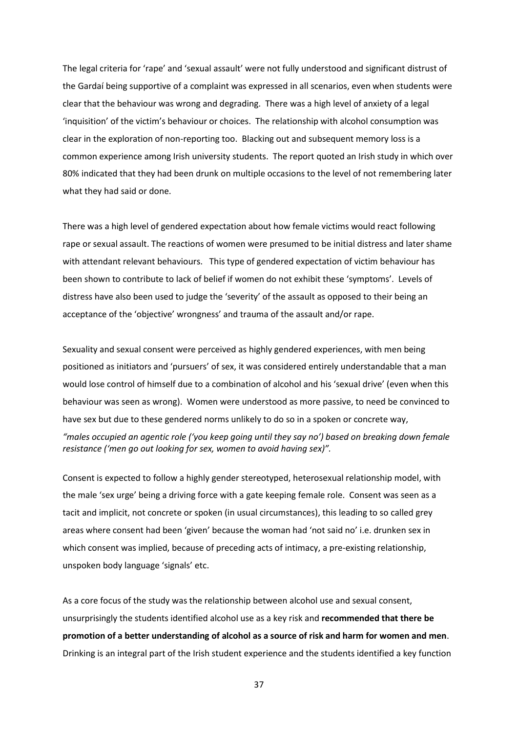The legal criteria for 'rape' and 'sexual assault' were not fully understood and significant distrust of the Gardaí being supportive of a complaint was expressed in all scenarios, even when students were clear that the behaviour was wrong and degrading. There was a high level of anxiety of a legal 'inquisition' of the victim's behaviour or choices. The relationship with alcohol consumption was clear in the exploration of non-reporting too. Blacking out and subsequent memory loss is a common experience among Irish university students. The report quoted an Irish study in which over 80% indicated that they had been drunk on multiple occasions to the level of not remembering later what they had said or done.

There was a high level of gendered expectation about how female victims would react following rape or sexual assault. The reactions of women were presumed to be initial distress and later shame with attendant relevant behaviours. This type of gendered expectation of victim behaviour has been shown to contribute to lack of belief if women do not exhibit these 'symptoms'. Levels of distress have also been used to judge the 'severity' of the assault as opposed to their being an acceptance of the 'objective' wrongness' and trauma of the assault and/or rape.

Sexuality and sexual consent were perceived as highly gendered experiences, with men being positioned as initiators and 'pursuers' of sex, it was considered entirely understandable that a man would lose control of himself due to a combination of alcohol and his 'sexual drive' (even when this behaviour was seen as wrong). Women were understood as more passive, to need be convinced to have sex but due to these gendered norms unlikely to do so in a spoken or concrete way,
*"males occupied an agentic role ('you keep going until they say no') based on breaking down female resistance ('men go out looking for sex, women to avoid having sex)".*

Consent is expected to follow a highly gender stereotyped, heterosexual relationship model, with the male 'sex urge' being a driving force with a gate keeping female role. Consent was seen as a tacit and implicit, not concrete or spoken (in usual circumstances), this leading to so called grey areas where consent had been 'given' because the woman had 'not said no' i.e. drunken sex in which consent was implied, because of preceding acts of intimacy, a pre-existing relationship, unspoken body language 'signals' etc.

As a core focus of the study was the relationship between alcohol use and sexual consent, unsurprisingly the students identified alcohol use as a key risk and **recommended that there be promotion of a better understanding of alcohol as a source of risk and harm for women and men**. Drinking is an integral part of the Irish student experience and the students identified a key function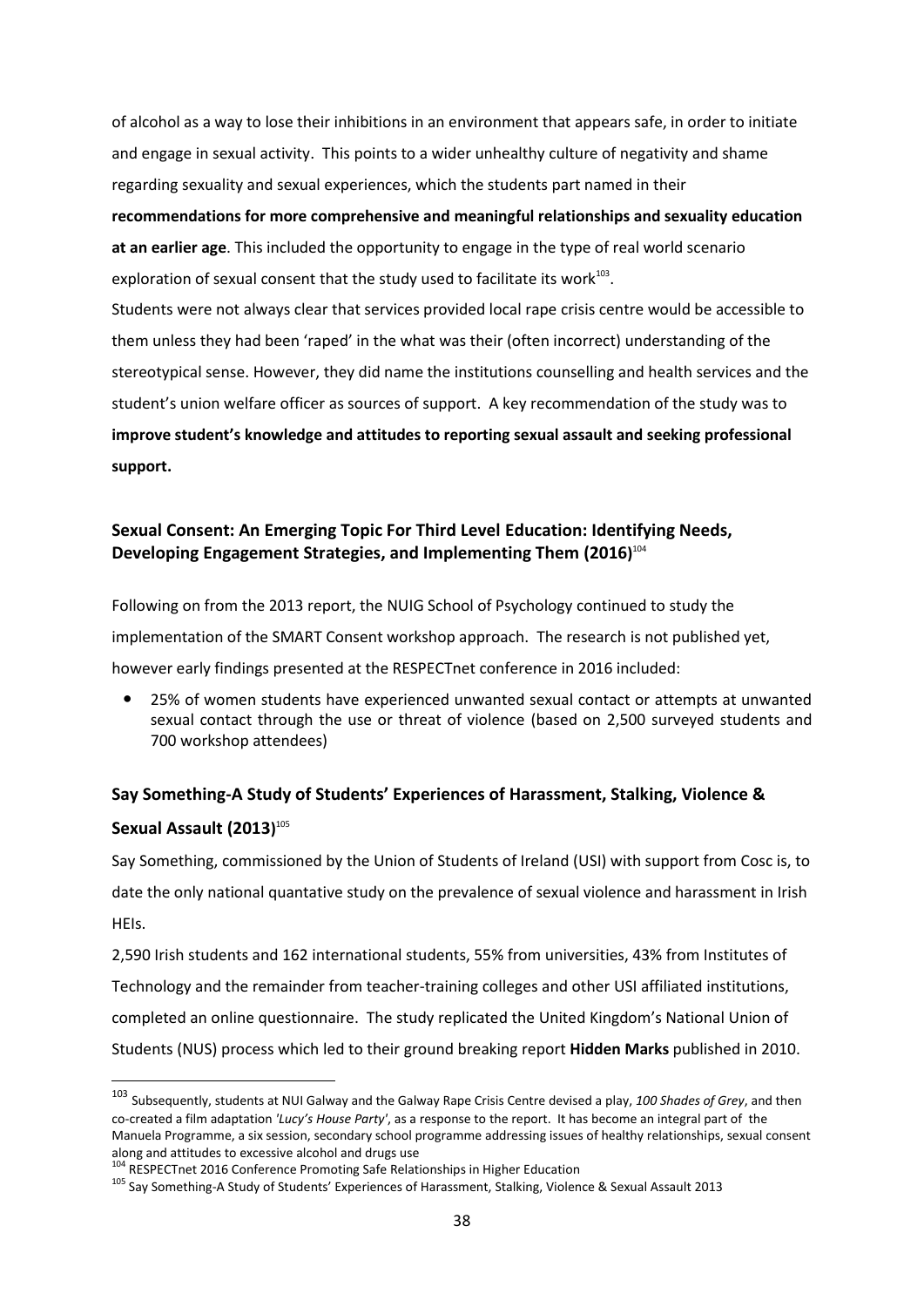of alcohol as a way to lose their inhibitions in an environment that appears safe, in order to initiate and engage in sexual activity. This points to a wider unhealthy culture of negativity and shame regarding sexuality and sexual experiences, which the students part named in their **recommendations for more comprehensive and meaningful relationships and sexuality education at an earlier age**. This included the opportunity to engage in the type of real world scenario exploration of sexual consent that the study used to facilitate its work[103].

Students were not always clear that services provided local rape crisis centre would be accessible to them unless they had been 'raped' in the what was their (often incorrect) understanding of the stereotypical sense. However, they did name the institutions counselling and health services and the student's union welfare officer as sources of support. A key recommendation of the study was to **improve student's knowledge and attitudes to reporting sexual assault and seeking professional support.**

### Sexual Consent: An Emerging Topic For Third Level Education: Identifying Needs, Developing Engagement Strategies, and Implementing Them (2016)[104]

Following on from the 2013 report, the NUIG School of Psychology continued to study the implementation of the SMART Consent workshop approach. The research is not published yet, however early findings presented at the RESPECTnet conference in 2016 included:

- 25% of women students have experienced unwanted sexual contact or attempts at unwanted sexual contact through the use or threat of violence (based on 2,500 surveyed students and 700 workshop attendees)

### Say Something-A Study of Students' Experiences of Harassment, Stalking, Violence & Sexual Assault (2013)[105]

Say Something, commissioned by the Union of Students of Ireland (USI) with support from Cosc is, to date the only national quantative study on the prevalence of sexual violence and harassment in Irish HEIs.

2,590 Irish students and 162 international students, 55% from universities, 43% from Institutes of Technology and the remainder from teacher-training colleges and other USI affiliated institutions, completed an online questionnaire. The study replicated the United Kingdom's National Union of Students (NUS) process which led to their ground breaking report **Hidden Marks** published in 2010.

---

[103] Subsequently, students at NUI Galway and the Galway Rape Crisis Centre devised a play, *100 Shades of Grey*, and then co-created a film adaptation *'Lucy's House Party'*, as a response to the report. It has become an integral part of the Manuela Programme, a six session, secondary school programme addressing issues of healthy relationships, sexual consent along and attitudes to excessive alcohol and drugs use

[104] RESPECTnet 2016 Conference Promoting Safe Relationships in Higher Education

[105] Say Something-A Study of Students' Experiences of Harassment, Stalking, Violence & Sexual Assault 2013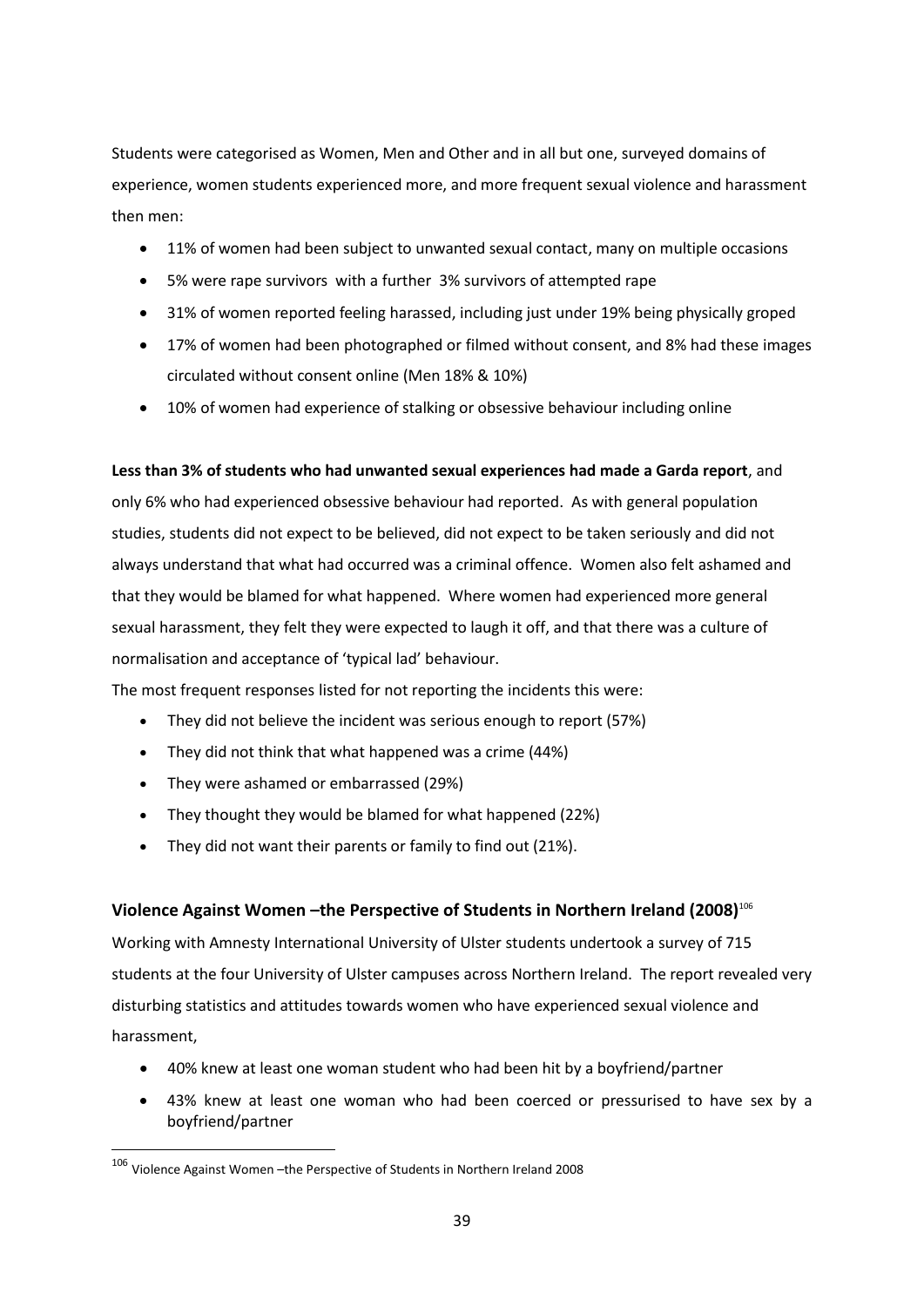Students were categorised as Women, Men and Other and in all but one, surveyed domains of experience, women students experienced more, and more frequent sexual violence and harassment then men:

- 11% of women had been subject to unwanted sexual contact, many on multiple occasions
- 5% were rape survivors with a further 3% survivors of attempted rape
- 31% of women reported feeling harassed, including just under 19% being physically groped
- 17% of women had been photographed or filmed without consent, and 8% had these images circulated without consent online (Men 18% & 10%)
- 10% of women had experience of stalking or obsessive behaviour including online

**Less than 3% of students who had unwanted sexual experiences had made a Garda report**, and only 6% who had experienced obsessive behaviour had reported. As with general population studies, students did not expect to be believed, did not expect to be taken seriously and did not always understand that what had occurred was a criminal offence. Women also felt ashamed and that they would be blamed for what happened. Where women had experienced more general sexual harassment, they felt they were expected to laugh it off, and that there was a culture of normalisation and acceptance of 'typical lad' behaviour.

The most frequent responses listed for not reporting the incidents this were:

- They did not believe the incident was serious enough to report (57%)
- They did not think that what happened was a crime (44%)
- They were ashamed or embarrassed (29%)
- They thought they would be blamed for what happened (22%)
- They did not want their parents or family to find out (21%).

### Violence Against Women –the Perspective of Students in Northern Ireland (2008)[106]

Working with Amnesty International University of Ulster students undertook a survey of 715 students at the four University of Ulster campuses across Northern Ireland. The report revealed very disturbing statistics and attitudes towards women who have experienced sexual violence and harassment,

- 40% knew at least one woman student who had been hit by a boyfriend/partner
- 43% knew at least one woman who had been coerced or pressurised to have sex by a boyfriend/partner

[106] Violence Against Women –the Perspective of Students in Northern Ireland 2008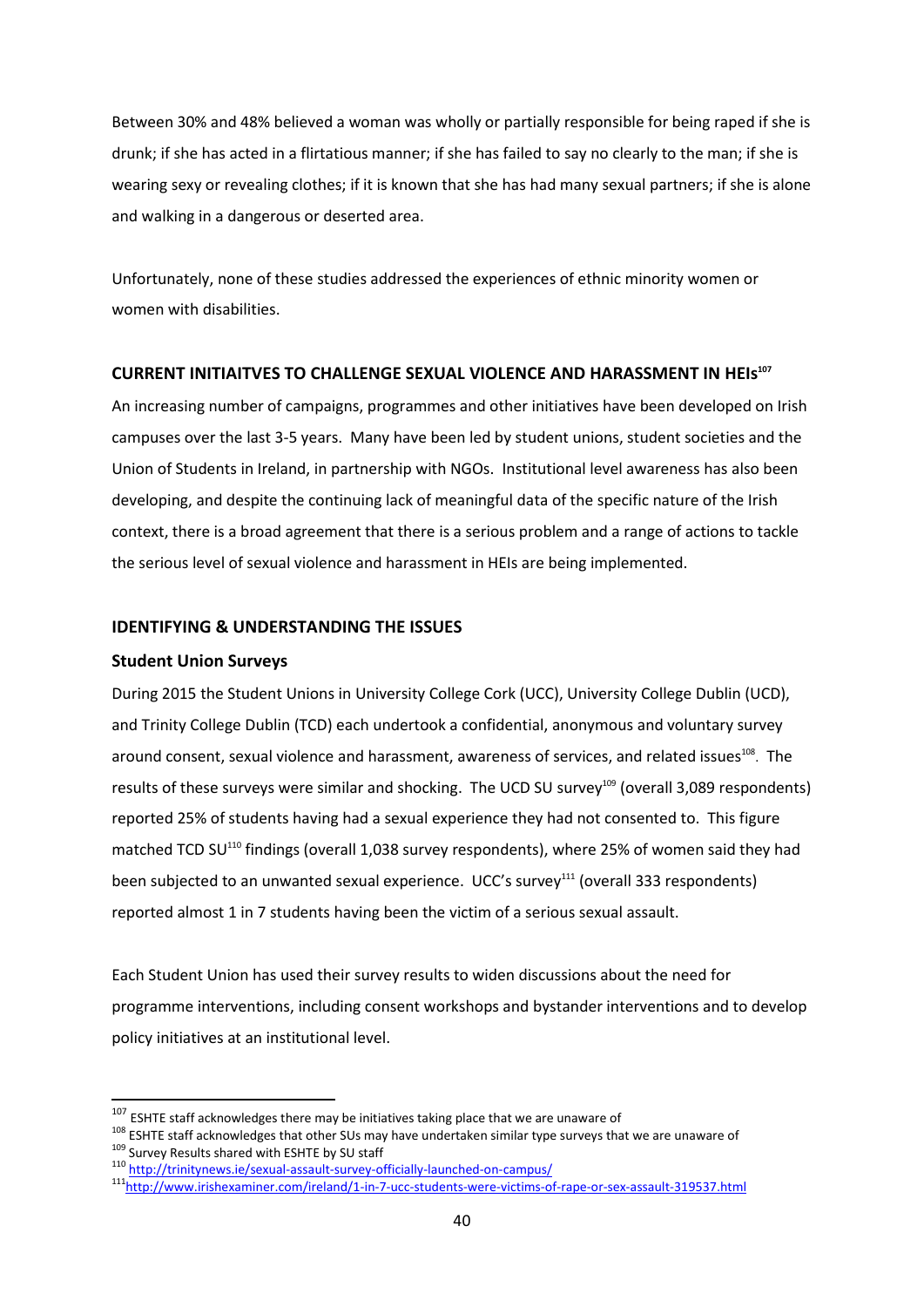Between 30% and 48% believed a woman was wholly or partially responsible for being raped if she is drunk; if she has acted in a flirtatious manner; if she has failed to say no clearly to the man; if she is wearing sexy or revealing clothes; if it is known that she has had many sexual partners; if she is alone and walking in a dangerous or deserted area.

Unfortunately, none of these studies addressed the experiences of ethnic minority women or women with disabilities.

## CURRENT INITIAITVES TO CHALLENGE SEXUAL VIOLENCE AND HARASSMENT IN HEIs[107]

An increasing number of campaigns, programmes and other initiatives have been developed on Irish campuses over the last 3-5 years. Many have been led by student unions, student societies and the Union of Students in Ireland, in partnership with NGOs. Institutional level awareness has also been developing, and despite the continuing lack of meaningful data of the specific nature of the Irish context, there is a broad agreement that there is a serious problem and a range of actions to tackle the serious level of sexual violence and harassment in HEIs are being implemented.

## IDENTIFYING & UNDERSTANDING THE ISSUES

### Student Union Surveys

During 2015 the Student Unions in University College Cork (UCC), University College Dublin (UCD), and Trinity College Dublin (TCD) each undertook a confidential, anonymous and voluntary survey around consent, sexual violence and harassment, awareness of services, and related issues[108]. The results of these surveys were similar and shocking. The UCD SU survey[109] (overall 3,089 respondents) reported 25% of students having had a sexual experience they had not consented to. This figure matched TCD SU[110] findings (overall 1,038 survey respondents), where 25% of women said they had been subjected to an unwanted sexual experience. UCC's survey[111] (overall 333 respondents) reported almost 1 in 7 students having been the victim of a serious sexual assault.

Each Student Union has used their survey results to widen discussions about the need for programme interventions, including consent workshops and bystander interventions and to develop policy initiatives at an institutional level.

---

[107] ESHTE staff acknowledges there may be initiatives taking place that we are unaware of

[108] ESHTE staff acknowledges that other SUs may have undertaken similar type surveys that we are unaware of

[109] Survey Results shared with ESHTE by SU staff

[110] http://trinitynews.ie/sexual-assault-survey-officially-launched-on-campus/

[111] http://www.irishexaminer.com/ireland/1-in-7-ucc-students-were-victims-of-rape-or-sex-assault-319537.html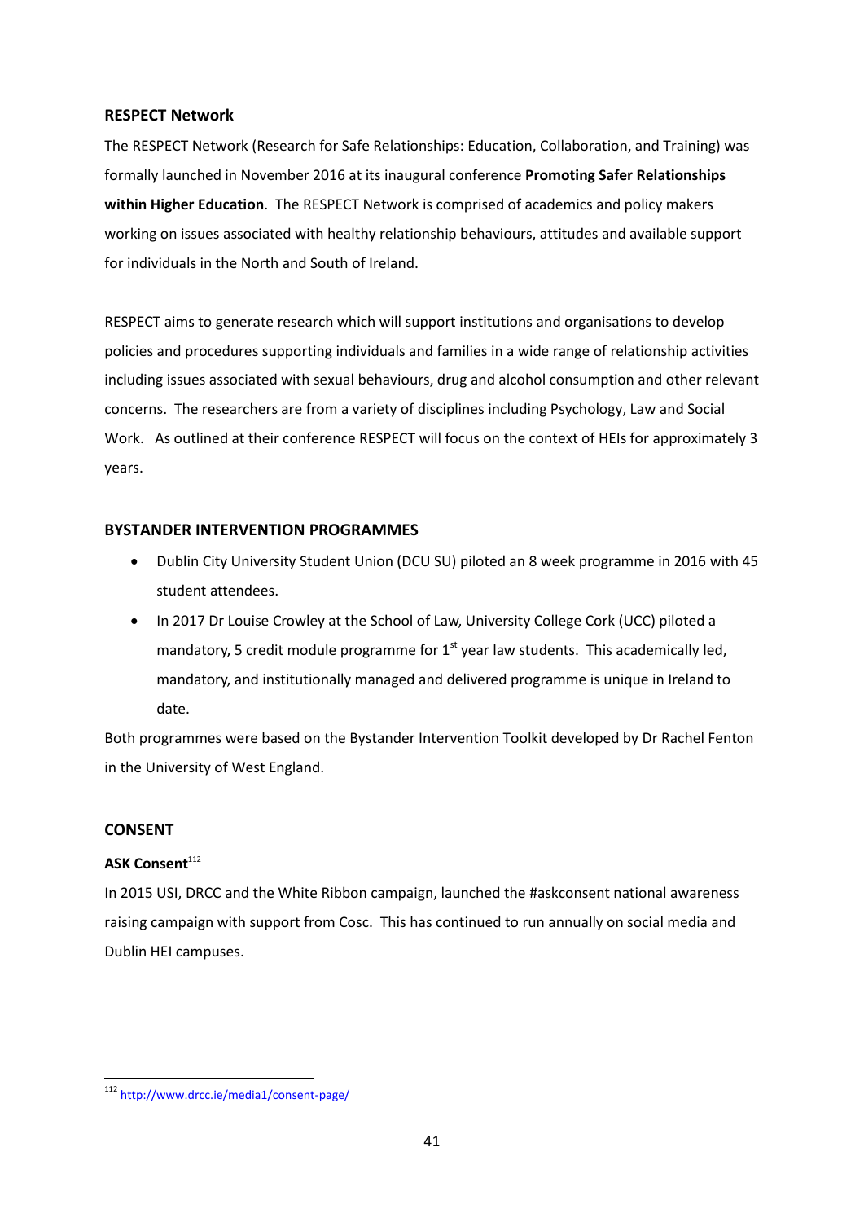### RESPECT Network

The RESPECT Network (Research for Safe Relationships: Education, Collaboration, and Training) was formally launched in November 2016 at its inaugural conference **Promoting Safer Relationships within Higher Education**. The RESPECT Network is comprised of academics and policy makers working on issues associated with healthy relationship behaviours, attitudes and available support for individuals in the North and South of Ireland.

RESPECT aims to generate research which will support institutions and organisations to develop policies and procedures supporting individuals and families in a wide range of relationship activities including issues associated with sexual behaviours, drug and alcohol consumption and other relevant concerns. The researchers are from a variety of disciplines including Psychology, Law and Social Work. As outlined at their conference RESPECT will focus on the context of HEIs for approximately 3 years.

### BYSTANDER INTERVENTION PROGRAMMES

- Dublin City University Student Union (DCU SU) piloted an 8 week programme in 2016 with 45 student attendees.
- In 2017 Dr Louise Crowley at the School of Law, University College Cork (UCC) piloted a mandatory, 5 credit module programme for 1st year law students. This academically led, mandatory, and institutionally managed and delivered programme is unique in Ireland to date.

Both programmes were based on the Bystander Intervention Toolkit developed by Dr Rachel Fenton in the University of West England.

### CONSENT

#### ASK Consent[112]

In 2015 USI, DRCC and the White Ribbon campaign, launched the #askconsent national awareness raising campaign with support from Cosc. This has continued to run annually on social media and Dublin HEI campuses.

---

[112] http://www.drcc.ie/media1/consent-page/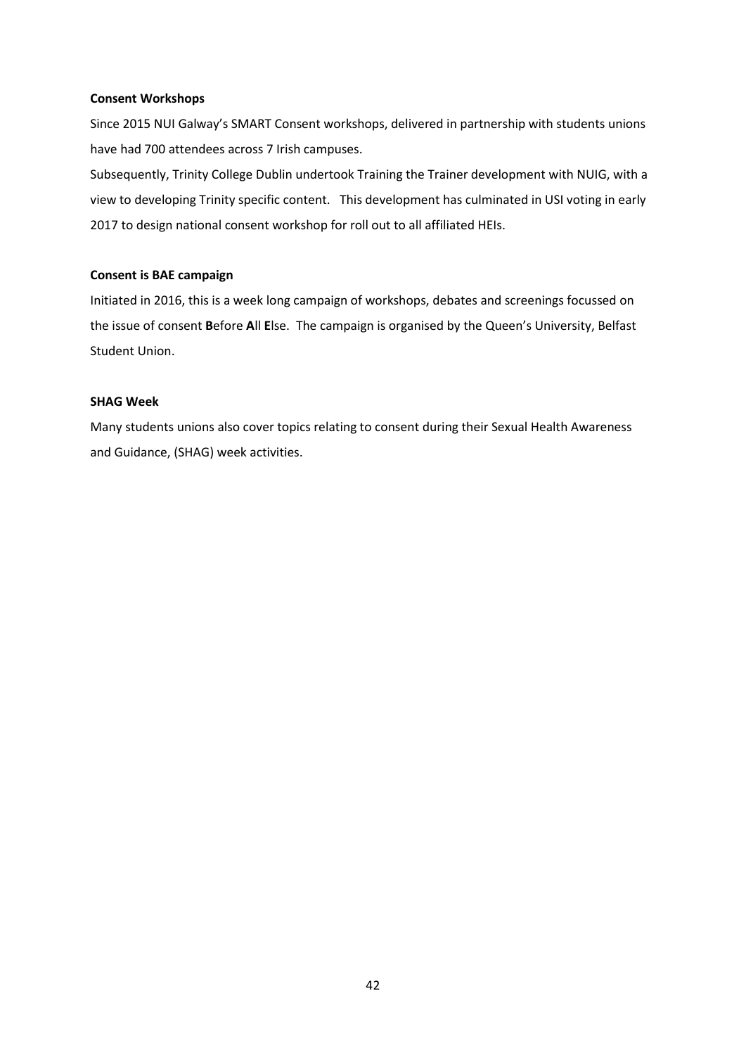**Consent Workshops**

Since 2015 NUI Galway's SMART Consent workshops, delivered in partnership with students unions have had 700 attendees across 7 Irish campuses.

Subsequently, Trinity College Dublin undertook Training the Trainer development with NUIG, with a view to developing Trinity specific content. This development has culminated in USI voting in early 2017 to design national consent workshop for roll out to all affiliated HEIs.

**Consent is BAE campaign**

Initiated in 2016, this is a week long campaign of workshops, debates and screenings focussed on the issue of consent **B**efore **A**ll **E**lse. The campaign is organised by the Queen's University, Belfast Student Union.

**SHAG Week**

Many students unions also cover topics relating to consent during their Sexual Health Awareness and Guidance, (SHAG) week activities.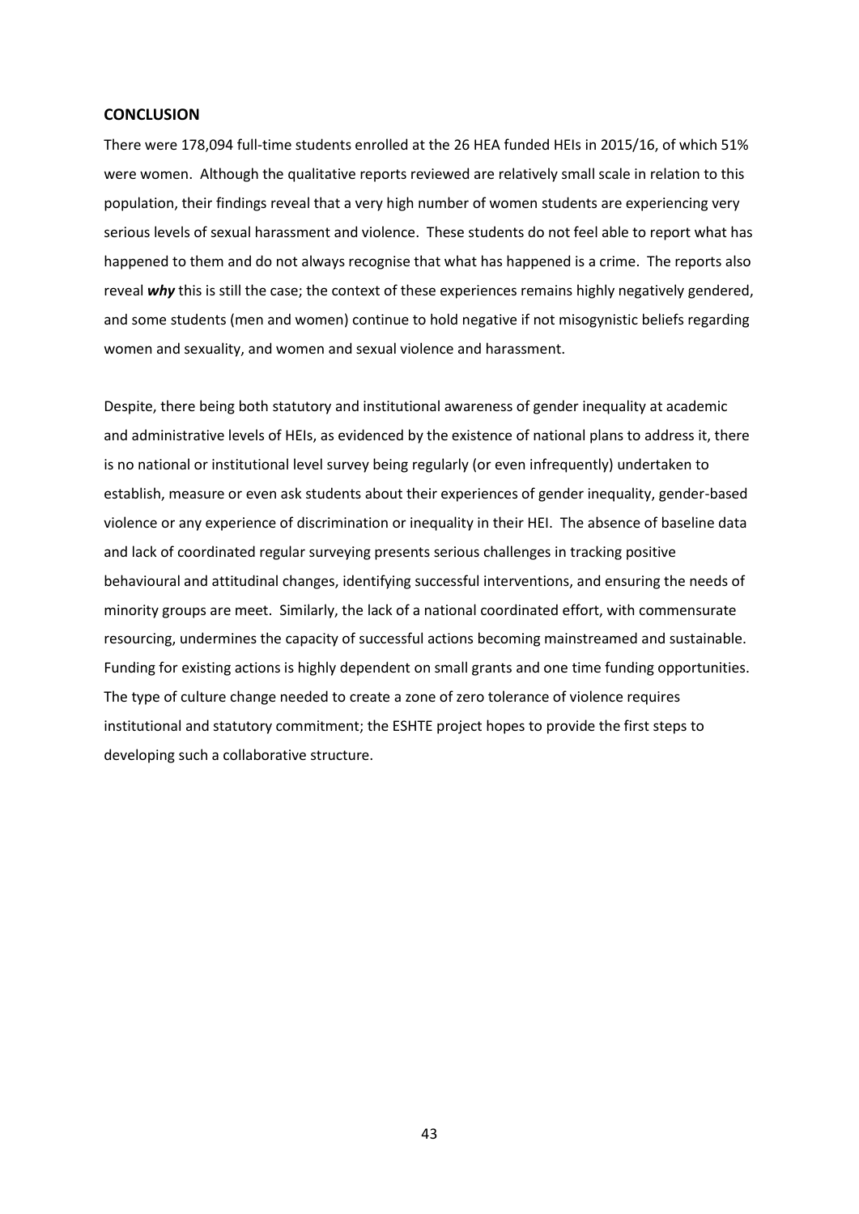## CONCLUSION

There were 178,094 full-time students enrolled at the 26 HEA funded HEIs in 2015/16, of which 51% were women. Although the qualitative reports reviewed are relatively small scale in relation to this population, their findings reveal that a very high number of women students are experiencing very serious levels of sexual harassment and violence. These students do not feel able to report what has happened to them and do not always recognise that what has happened is a crime. The reports also reveal ***why*** this is still the case; the context of these experiences remains highly negatively gendered, and some students (men and women) continue to hold negative if not misogynistic beliefs regarding women and sexuality, and women and sexual violence and harassment.

Despite, there being both statutory and institutional awareness of gender inequality at academic and administrative levels of HEIs, as evidenced by the existence of national plans to address it, there is no national or institutional level survey being regularly (or even infrequently) undertaken to establish, measure or even ask students about their experiences of gender inequality, gender-based violence or any experience of discrimination or inequality in their HEI. The absence of baseline data and lack of coordinated regular surveying presents serious challenges in tracking positive behavioural and attitudinal changes, identifying successful interventions, and ensuring the needs of minority groups are meet. Similarly, the lack of a national coordinated effort, with commensurate resourcing, undermines the capacity of successful actions becoming mainstreamed and sustainable. Funding for existing actions is highly dependent on small grants and one time funding opportunities. The type of culture change needed to create a zone of zero tolerance of violence requires institutional and statutory commitment; the ESHTE project hopes to provide the first steps to developing such a collaborative structure.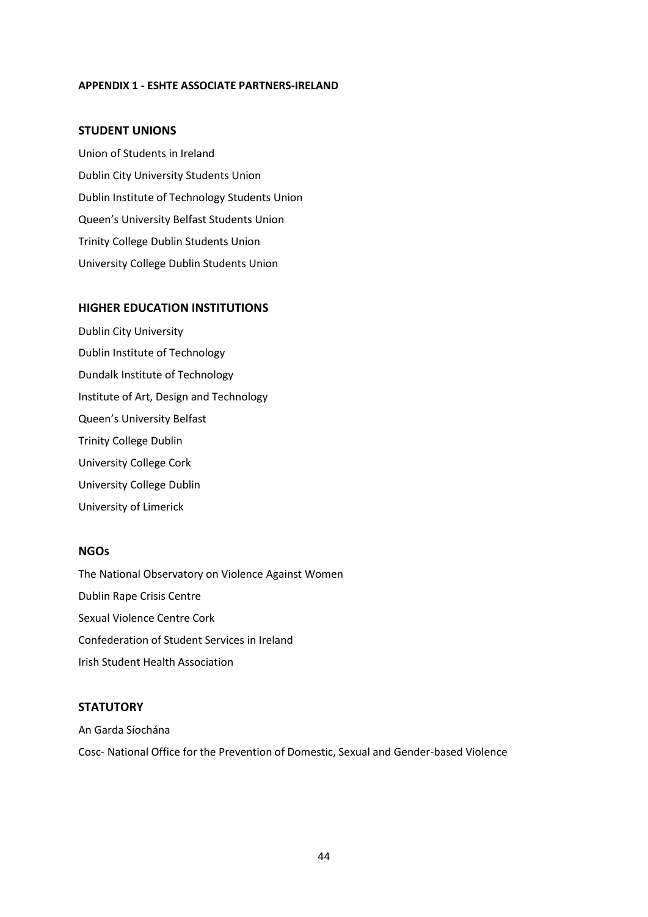**APPENDIX 1 - ESHTE ASSOCIATE PARTNERS-IRELAND**

## STUDENT UNIONS

Union of Students in Ireland

Dublin City University Students Union

Dublin Institute of Technology Students Union

Queen's University Belfast Students Union

Trinity College Dublin Students Union

University College Dublin Students Union

## HIGHER EDUCATION INSTITUTIONS

Dublin City University

Dublin Institute of Technology

Dundalk Institute of Technology

Institute of Art, Design and Technology

Queen's University Belfast

Trinity College Dublin

University College Cork

University College Dublin

University of Limerick

## NGOs

The National Observatory on Violence Against Women

Dublin Rape Crisis Centre

Sexual Violence Centre Cork

Confederation of Student Services in Ireland

Irish Student Health Association

## STATUTORY

An Garda Síochána

Cosc- National Office for the Prevention of Domestic, Sexual and Gender-based Violence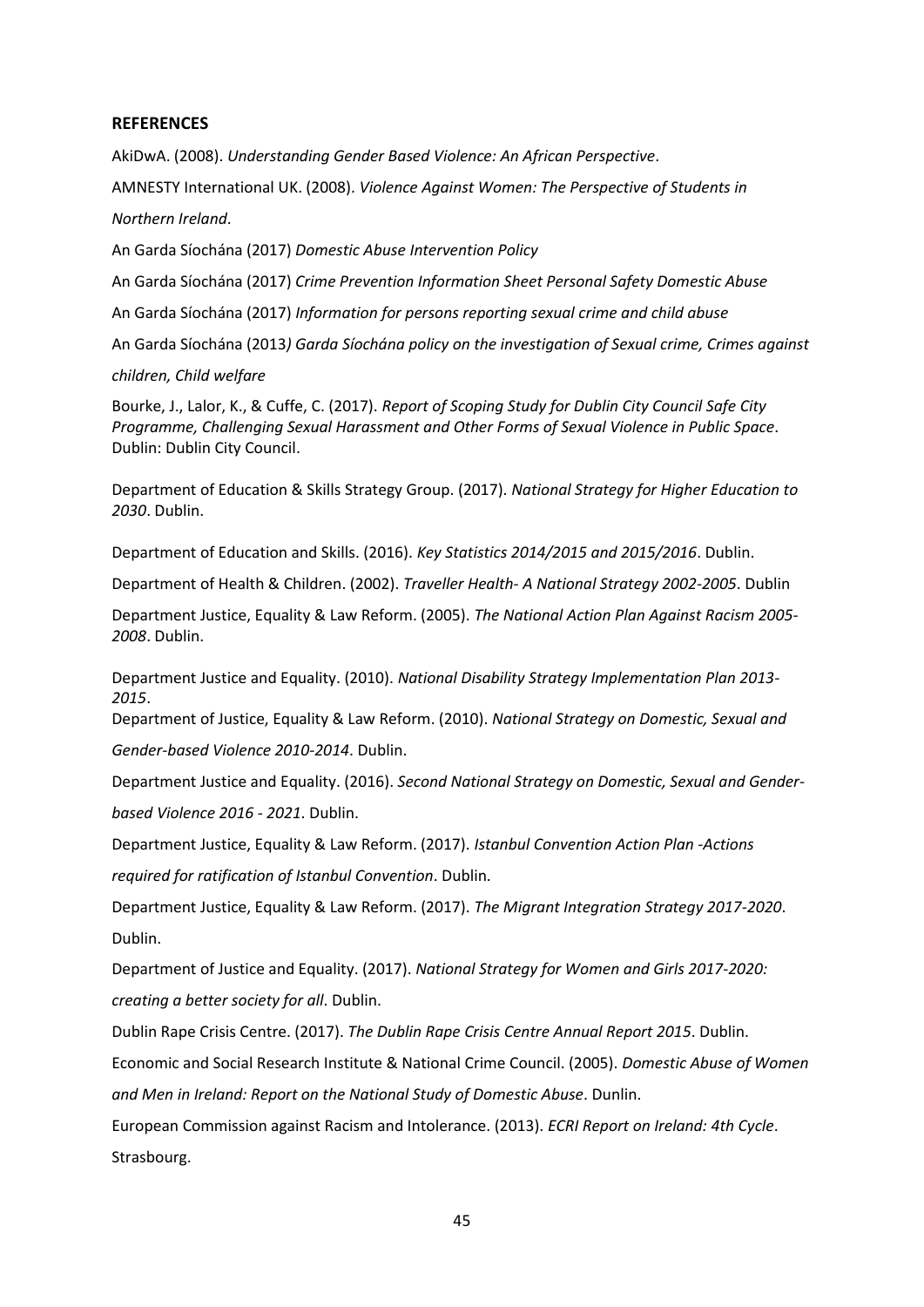## REFERENCES

AkiDwA. (2008). *Understanding Gender Based Violence: An African Perspective*.

AMNESTY International UK. (2008). *Violence Against Women: The Perspective of Students in Northern Ireland*.

An Garda Síochána (2017) *Domestic Abuse Intervention Policy*

An Garda Síochána (2017) *Crime Prevention Information Sheet Personal Safety Domestic Abuse*

An Garda Síochána (2017) *Information for persons reporting sexual crime and child abuse*

An Garda Síochána (2013*) Garda Síochána policy on the investigation of Sexual crime, Crimes against children, Child welfare*

Bourke, J., Lalor, K., & Cuffe, C. (2017). *Report of Scoping Study for Dublin City Council Safe City Programme, Challenging Sexual Harassment and Other Forms of Sexual Violence in Public Space*. Dublin: Dublin City Council.

Department of Education & Skills Strategy Group. (2017). *National Strategy for Higher Education to 2030*. Dublin.

Department of Education and Skills. (2016). *Key Statistics 2014/2015 and 2015/2016*. Dublin.

Department of Health & Children. (2002). *Traveller Health- A National Strategy 2002-2005*. Dublin

Department Justice, Equality & Law Reform. (2005). *The National Action Plan Against Racism 2005-2008*. Dublin.

Department Justice and Equality. (2010). *National Disability Strategy Implementation Plan 2013-2015*.

Department of Justice, Equality & Law Reform. (2010). *National Strategy on Domestic, Sexual and Gender-based Violence 2010-2014*. Dublin.

Department Justice and Equality. (2016). *Second National Strategy on Domestic, Sexual and Gender-based Violence 2016 - 2021*. Dublin.

Department Justice, Equality & Law Reform. (2017). *Istanbul Convention Action Plan -Actions required for ratification of Istanbul Convention*. Dublin.

Department Justice, Equality & Law Reform. (2017). *The Migrant Integration Strategy 2017-2020*. Dublin.

Department of Justice and Equality. (2017). *National Strategy for Women and Girls 2017-2020: creating a better society for all*. Dublin.

Dublin Rape Crisis Centre. (2017). *The Dublin Rape Crisis Centre Annual Report 2015*. Dublin.

Economic and Social Research Institute & National Crime Council. (2005). *Domestic Abuse of Women and Men in Ireland: Report on the National Study of Domestic Abuse*. Dunlin.

European Commission against Racism and Intolerance. (2013). *ECRI Report on Ireland: 4th Cycle*. Strasbourg.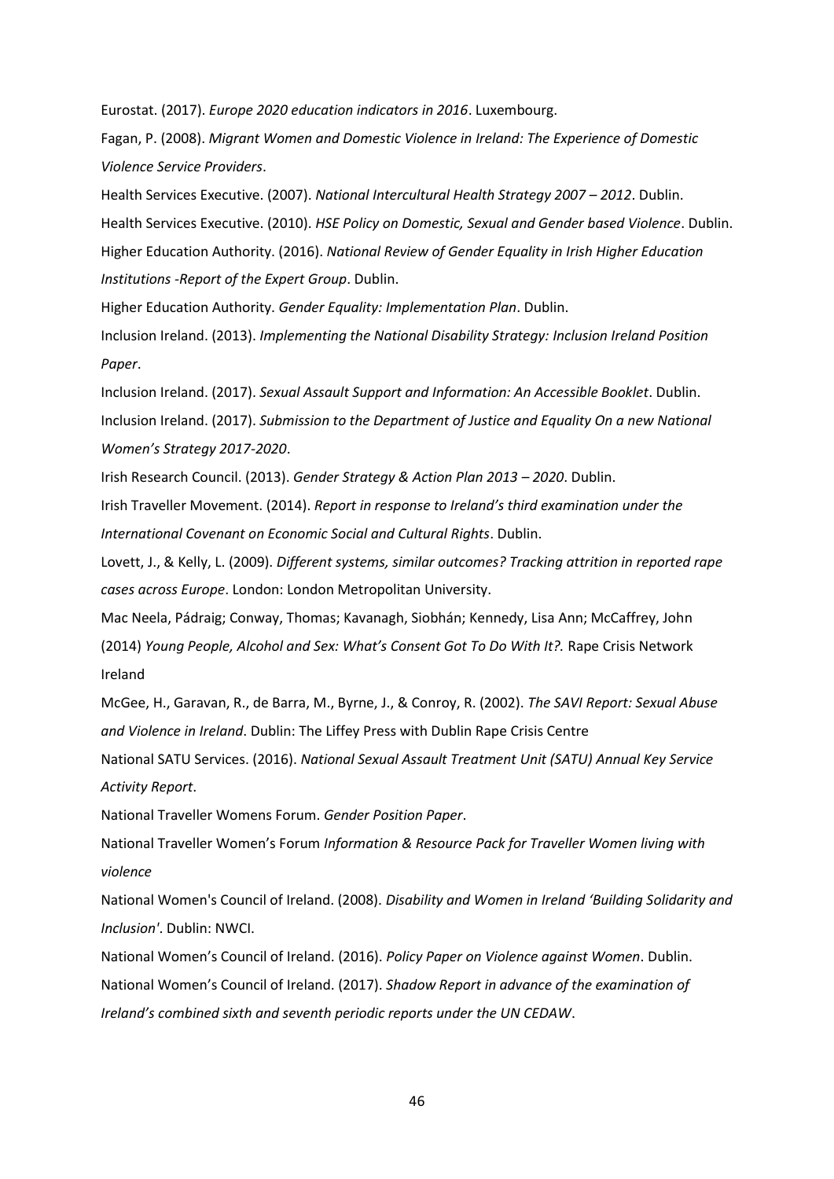Eurostat. (2017). *Europe 2020 education indicators in 2016*. Luxembourg.

Fagan, P. (2008). *Migrant Women and Domestic Violence in Ireland: The Experience of Domestic Violence Service Providers*.

Health Services Executive. (2007). *National Intercultural Health Strategy 2007 – 2012*. Dublin.

Health Services Executive. (2010). *HSE Policy on Domestic, Sexual and Gender based Violence*. Dublin.

Higher Education Authority. (2016). *National Review of Gender Equality in Irish Higher Education Institutions -Report of the Expert Group*. Dublin.

Higher Education Authority. *Gender Equality: Implementation Plan*. Dublin.

Inclusion Ireland. (2013). *Implementing the National Disability Strategy: Inclusion Ireland Position Paper*.

Inclusion Ireland. (2017). *Sexual Assault Support and Information: An Accessible Booklet*. Dublin.

Inclusion Ireland. (2017). *Submission to the Department of Justice and Equality On a new National Women's Strategy 2017-2020*.

Irish Research Council. (2013). *Gender Strategy & Action Plan 2013 – 2020*. Dublin.

Irish Traveller Movement. (2014). *Report in response to Ireland's third examination under the International Covenant on Economic Social and Cultural Rights*. Dublin.

Lovett, J., & Kelly, L. (2009). *Different systems, similar outcomes? Tracking attrition in reported rape cases across Europe*. London: London Metropolitan University.

Mac Neela, Pádraig; Conway, Thomas; Kavanagh, Siobhán; Kennedy, Lisa Ann; McCaffrey, John (2014) *Young People, Alcohol and Sex: What's Consent Got To Do With It?.* Rape Crisis Network Ireland

McGee, H., Garavan, R., de Barra, M., Byrne, J., & Conroy, R. (2002). *The SAVI Report: Sexual Abuse and Violence in Ireland*. Dublin: The Liffey Press with Dublin Rape Crisis Centre

National SATU Services. (2016). *National Sexual Assault Treatment Unit (SATU) Annual Key Service Activity Report*.

National Traveller Womens Forum. *Gender Position Paper*.

National Traveller Women's Forum *Information & Resource Pack for Traveller Women living with violence*

National Women's Council of Ireland. (2008). *Disability and Women in Ireland 'Building Solidarity and Inclusion'*. Dublin: NWCI.

National Women's Council of Ireland. (2016). *Policy Paper on Violence against Women*. Dublin.

National Women's Council of Ireland. (2017). *Shadow Report in advance of the examination of Ireland's combined sixth and seventh periodic reports under the UN CEDAW*.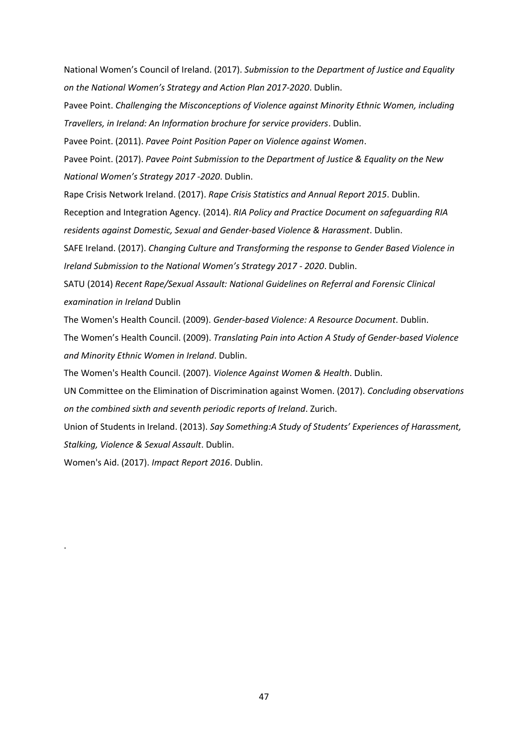National Women's Council of Ireland. (2017). *Submission to the Department of Justice and Equality on the National Women's Strategy and Action Plan 2017-2020*. Dublin.

Pavee Point. *Challenging the Misconceptions of Violence against Minority Ethnic Women, including Travellers, in Ireland: An Information brochure for service providers*. Dublin.

Pavee Point. (2011). *Pavee Point Position Paper on Violence against Women*.

Pavee Point. (2017). *Pavee Point Submission to the Department of Justice & Equality on the New National Women's Strategy 2017 -2020*. Dublin.

Rape Crisis Network Ireland. (2017). *Rape Crisis Statistics and Annual Report 2015*. Dublin.

Reception and Integration Agency. (2014). *RIA Policy and Practice Document on safeguarding RIA residents against Domestic, Sexual and Gender-based Violence & Harassment*. Dublin.

SAFE Ireland. (2017). *Changing Culture and Transforming the response to Gender Based Violence in Ireland Submission to the National Women's Strategy 2017 - 2020*. Dublin.

SATU (2014) *Recent Rape/Sexual Assault: National Guidelines on Referral and Forensic Clinical examination in Ireland* Dublin

The Women's Health Council. (2009). *Gender-based Violence: A Resource Document*. Dublin.

The Women's Health Council. (2009). *Translating Pain into Action A Study of Gender-based Violence and Minority Ethnic Women in Ireland*. Dublin.

The Women's Health Council. (2007). *Violence Against Women & Health*. Dublin.

UN Committee on the Elimination of Discrimination against Women. (2017). *Concluding observations on the combined sixth and seventh periodic reports of Ireland*. Zurich.

Union of Students in Ireland. (2013). *Say Something:A Study of Students' Experiences of Harassment, Stalking, Violence & Sexual Assault*. Dublin.

Women's Aid. (2017). *Impact Report 2016*. Dublin.

.